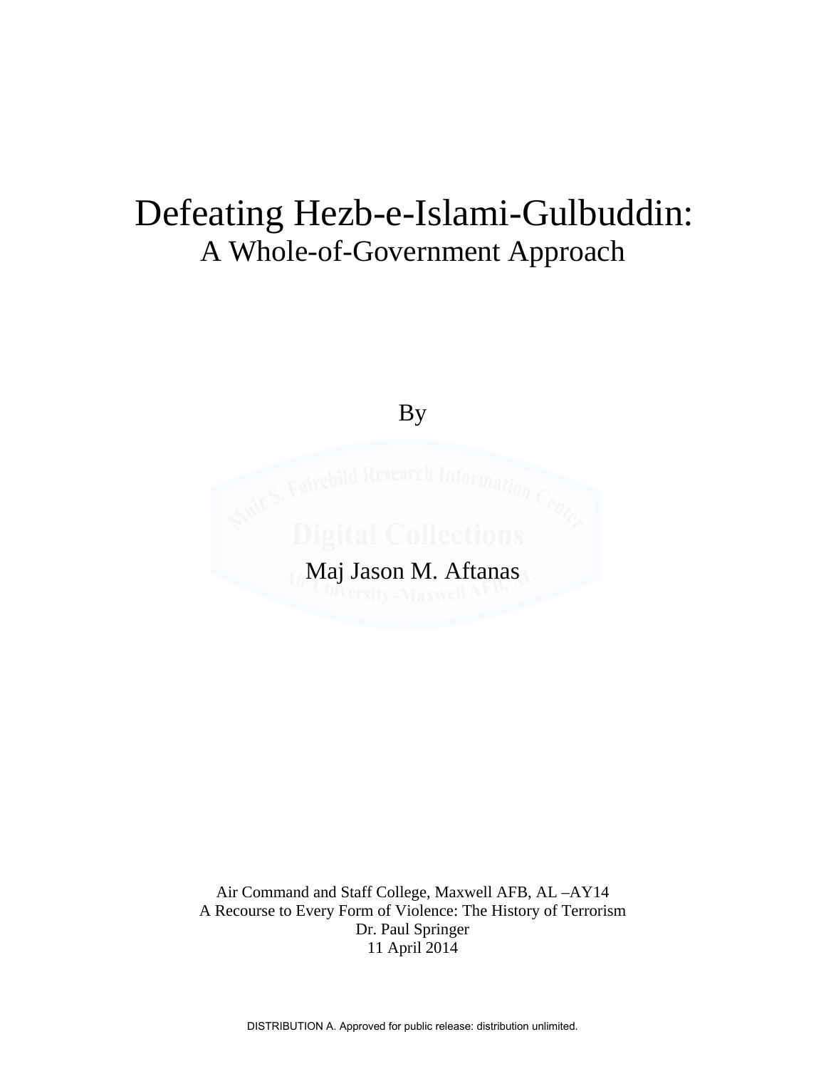# Defeating Hezb-e-Islami-Gulbuddin:

## A Whole-of-Government Approach

By

Maj Jason M. Aftanas

Air Command and Staff College, Maxwell AFB, AL –AY14
A Recourse to Every Form of Violence: The History of Terrorism
Dr. Paul Springer
11 April 2014

DISTRIBUTION A. Approved for public release: distribution unlimited.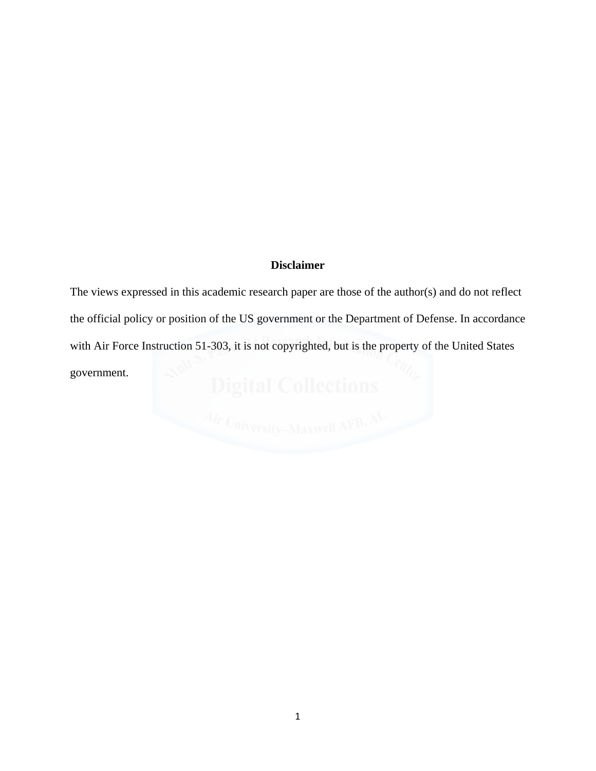**Disclaimer**

The views expressed in this academic research paper are those of the author(s) and do not reflect the official policy or position of the US government or the Department of Defense. In accordance with Air Force Instruction 51-303, it is not copyrighted, but is the property of the United States government.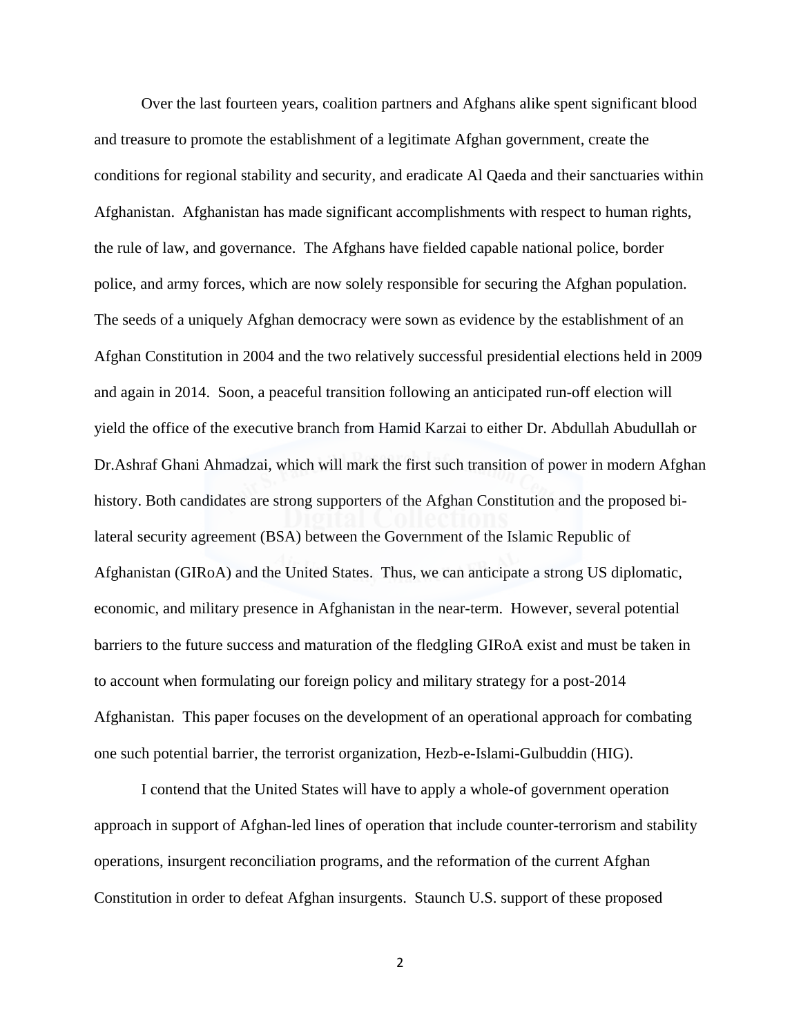Over the last fourteen years, coalition partners and Afghans alike spent significant blood and treasure to promote the establishment of a legitimate Afghan government, create the conditions for regional stability and security, and eradicate Al Qaeda and their sanctuaries within Afghanistan. Afghanistan has made significant accomplishments with respect to human rights, the rule of law, and governance. The Afghans have fielded capable national police, border police, and army forces, which are now solely responsible for securing the Afghan population. The seeds of a uniquely Afghan democracy were sown as evidence by the establishment of an Afghan Constitution in 2004 and the two relatively successful presidential elections held in 2009 and again in 2014. Soon, a peaceful transition following an anticipated run-off election will yield the office of the executive branch from Hamid Karzai to either Dr. Abdullah Abudullah or Dr.Ashraf Ghani Ahmadzai, which will mark the first such transition of power in modern Afghan history. Both candidates are strong supporters of the Afghan Constitution and the proposed bi-lateral security agreement (BSA) between the Government of the Islamic Republic of Afghanistan (GIRoA) and the United States. Thus, we can anticipate a strong US diplomatic, economic, and military presence in Afghanistan in the near-term. However, several potential barriers to the future success and maturation of the fledgling GIRoA exist and must be taken in to account when formulating our foreign policy and military strategy for a post-2014 Afghanistan. This paper focuses on the development of an operational approach for combating one such potential barrier, the terrorist organization, Hezb-e-Islami-Gulbuddin (HIG).

I contend that the United States will have to apply a whole-of government operation approach in support of Afghan-led lines of operation that include counter-terrorism and stability operations, insurgent reconciliation programs, and the reformation of the current Afghan Constitution in order to defeat Afghan insurgents. Staunch U.S. support of these proposed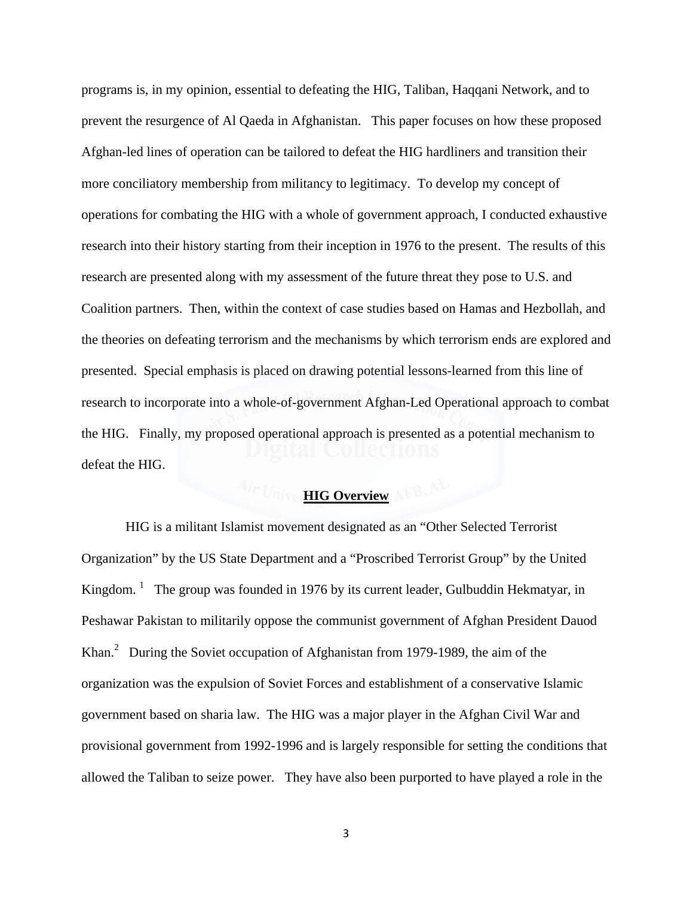programs is, in my opinion, essential to defeating the HIG, Taliban, Haqqani Network, and to prevent the resurgence of Al Qaeda in Afghanistan. This paper focuses on how these proposed Afghan-led lines of operation can be tailored to defeat the HIG hardliners and transition their more conciliatory membership from militancy to legitimacy. To develop my concept of operations for combating the HIG with a whole of government approach, I conducted exhaustive research into their history starting from their inception in 1976 to the present. The results of this research are presented along with my assessment of the future threat they pose to U.S. and Coalition partners. Then, within the context of case studies based on Hamas and Hezbollah, and the theories on defeating terrorism and the mechanisms by which terrorism ends are explored and presented. Special emphasis is placed on drawing potential lessons-learned from this line of research to incorporate into a whole-of-government Afghan-Led Operational approach to combat the HIG. Finally, my proposed operational approach is presented as a potential mechanism to defeat the HIG.

## HIG Overview

HIG is a militant Islamist movement designated as an "Other Selected Terrorist Organization" by the US State Department and a "Proscribed Terrorist Group" by the United Kingdom.[1] The group was founded in 1976 by its current leader, Gulbuddin Hekmatyar, in Peshawar Pakistan to militarily oppose the communist government of Afghan President Dauod Khan.[2] During the Soviet occupation of Afghanistan from 1979-1989, the aim of the organization was the expulsion of Soviet Forces and establishment of a conservative Islamic government based on sharia law. The HIG was a major player in the Afghan Civil War and provisional government from 1992-1996 and is largely responsible for setting the conditions that allowed the Taliban to seize power. They have also been purported to have played a role in the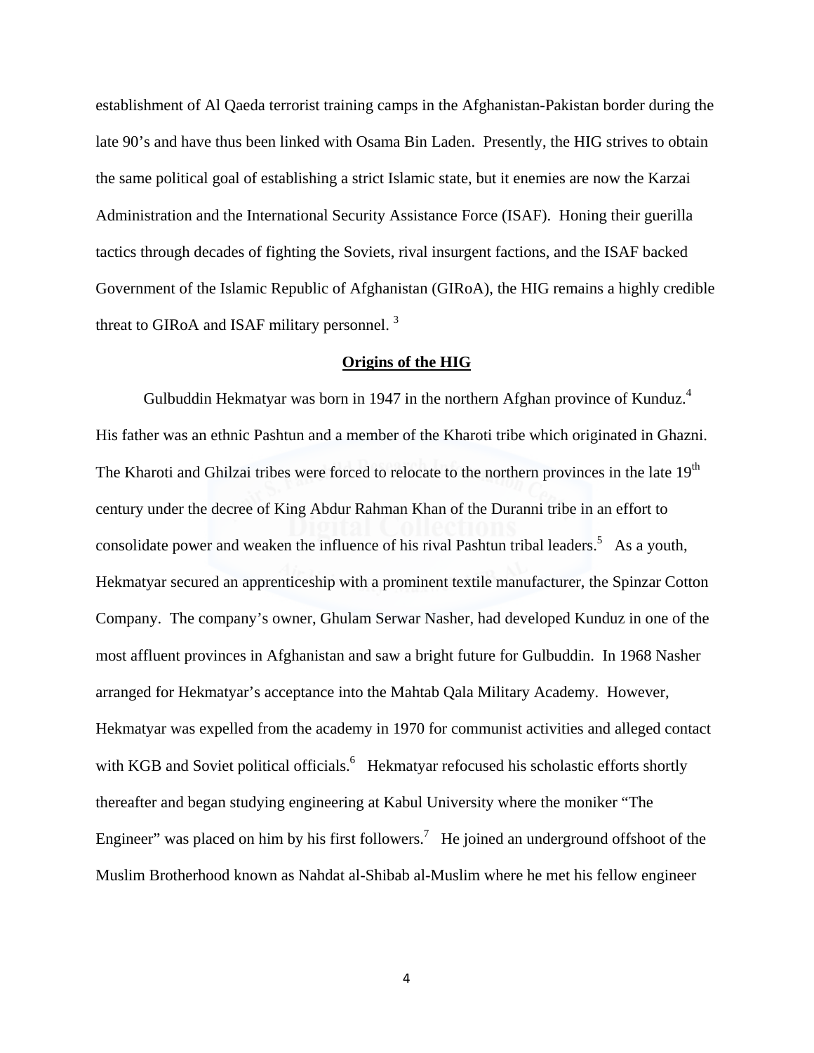establishment of Al Qaeda terrorist training camps in the Afghanistan-Pakistan border during the late 90's and have thus been linked with Osama Bin Laden. Presently, the HIG strives to obtain the same political goal of establishing a strict Islamic state, but it enemies are now the Karzai Administration and the International Security Assistance Force (ISAF). Honing their guerilla tactics through decades of fighting the Soviets, rival insurgent factions, and the ISAF backed Government of the Islamic Republic of Afghanistan (GIRoA), the HIG remains a highly credible threat to GIRoA and ISAF military personnel. [3]

## Origins of the HIG

Gulbuddin Hekmatyar was born in 1947 in the northern Afghan province of Kunduz.[4] His father was an ethnic Pashtun and a member of the Kharoti tribe which originated in Ghazni. The Kharoti and Ghilzai tribes were forced to relocate to the northern provinces in the late 19th century under the decree of King Abdur Rahman Khan of the Duranni tribe in an effort to consolidate power and weaken the influence of his rival Pashtun tribal leaders.[5] As a youth, Hekmatyar secured an apprenticeship with a prominent textile manufacturer, the Spinzar Cotton Company. The company's owner, Ghulam Serwar Nasher, had developed Kunduz in one of the most affluent provinces in Afghanistan and saw a bright future for Gulbuddin. In 1968 Nasher arranged for Hekmatyar's acceptance into the Mahtab Qala Military Academy. However, Hekmatyar was expelled from the academy in 1970 for communist activities and alleged contact with KGB and Soviet political officials.[6] Hekmatyar refocused his scholastic efforts shortly thereafter and began studying engineering at Kabul University where the moniker "The Engineer" was placed on him by his first followers.[7] He joined an underground offshoot of the Muslim Brotherhood known as Nahdat al-Shibab al-Muslim where he met his fellow engineer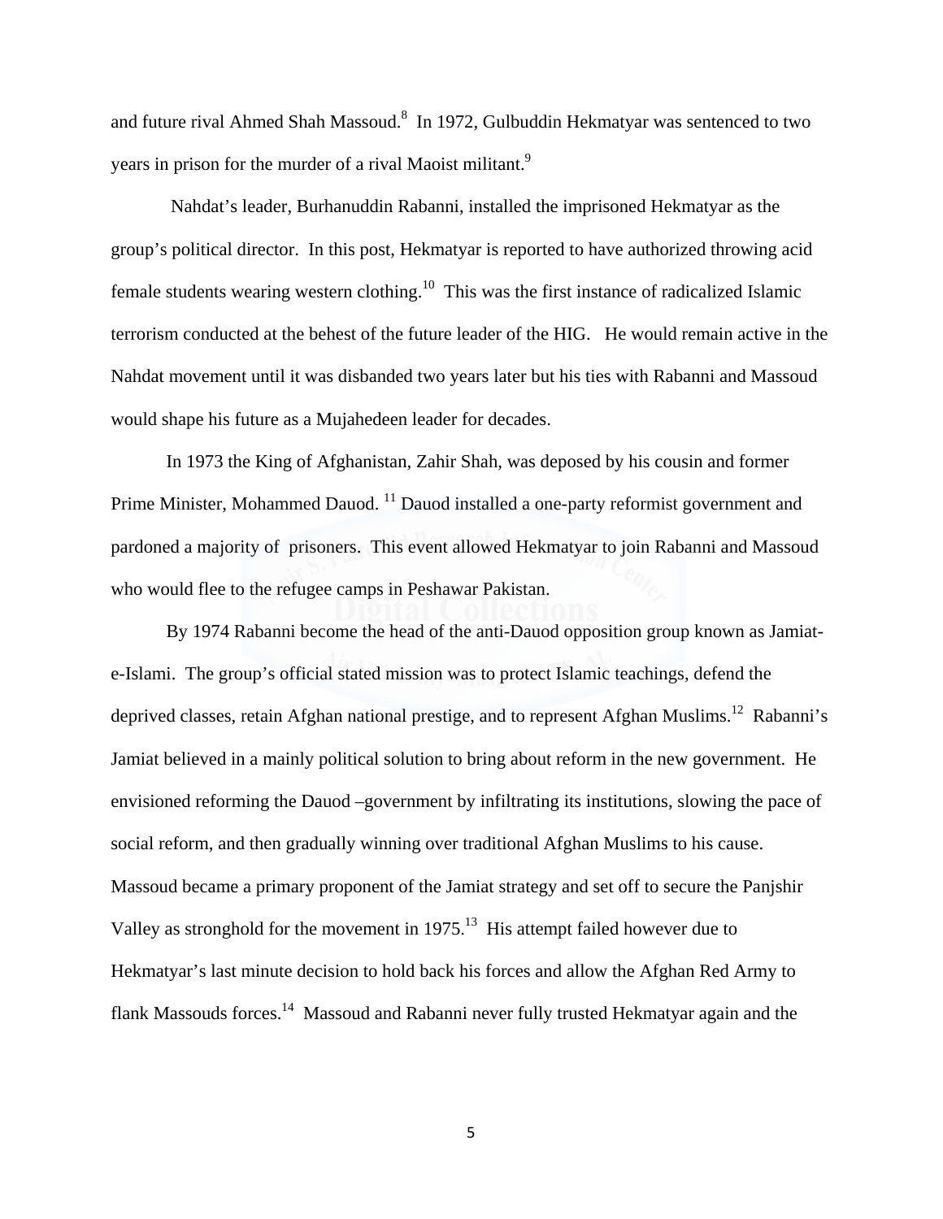and future rival Ahmed Shah Massoud.[8] In 1972, Gulbuddin Hekmatyar was sentenced to two years in prison for the murder of a rival Maoist militant.[9]

Nahdat's leader, Burhanuddin Rabanni, installed the imprisoned Hekmatyar as the group's political director. In this post, Hekmatyar is reported to have authorized throwing acid female students wearing western clothing.[10] This was the first instance of radicalized Islamic terrorism conducted at the behest of the future leader of the HIG. He would remain active in the Nahdat movement until it was disbanded two years later but his ties with Rabanni and Massoud would shape his future as a Mujahedeen leader for decades.

In 1973 the King of Afghanistan, Zahir Shah, was deposed by his cousin and former Prime Minister, Mohammed Dauod. [11] Dauod installed a one-party reformist government and pardoned a majority of prisoners. This event allowed Hekmatyar to join Rabanni and Massoud who would flee to the refugee camps in Peshawar Pakistan.

By 1974 Rabanni become the head of the anti-Dauod opposition group known as Jamiat-e-Islami. The group's official stated mission was to protect Islamic teachings, defend the deprived classes, retain Afghan national prestige, and to represent Afghan Muslims.[12] Rabanni's Jamiat believed in a mainly political solution to bring about reform in the new government. He envisioned reforming the Dauod –government by infiltrating its institutions, slowing the pace of social reform, and then gradually winning over traditional Afghan Muslims to his cause. Massoud became a primary proponent of the Jamiat strategy and set off to secure the Panjshir Valley as stronghold for the movement in 1975.[13] His attempt failed however due to Hekmatyar's last minute decision to hold back his forces and allow the Afghan Red Army to flank Massouds forces.[14] Massoud and Rabanni never fully trusted Hekmatyar again and the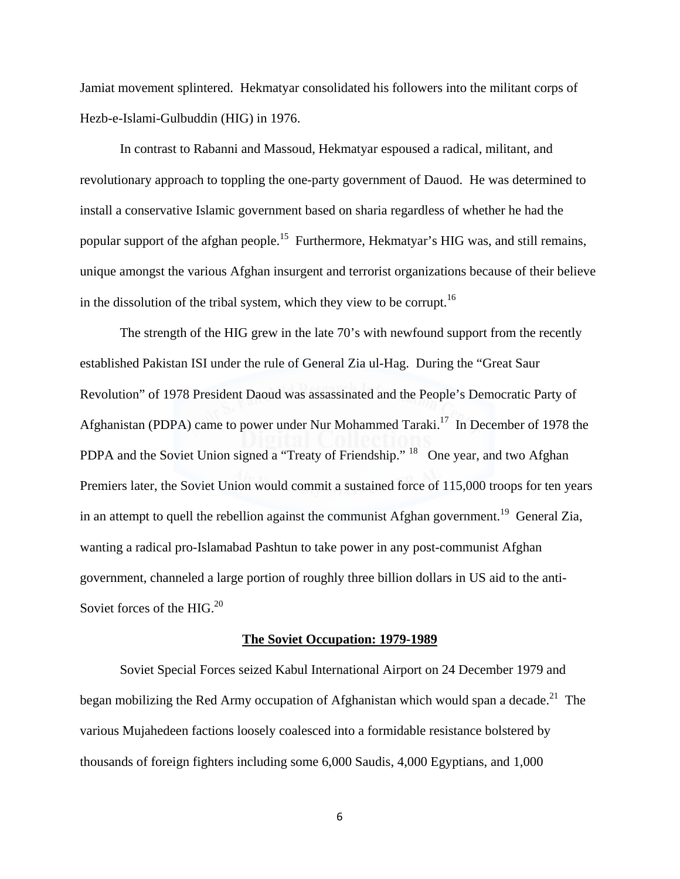Jamiat movement splintered. Hekmatyar consolidated his followers into the militant corps of Hezb-e-Islami-Gulbuddin (HIG) in 1976.

In contrast to Rabanni and Massoud, Hekmatyar espoused a radical, militant, and revolutionary approach to toppling the one-party government of Dauod. He was determined to install a conservative Islamic government based on sharia regardless of whether he had the popular support of the afghan people.[15] Furthermore, Hekmatyar's HIG was, and still remains, unique amongst the various Afghan insurgent and terrorist organizations because of their believe in the dissolution of the tribal system, which they view to be corrupt.[16]

The strength of the HIG grew in the late 70's with newfound support from the recently established Pakistan ISI under the rule of General Zia ul-Hag. During the "Great Saur Revolution" of 1978 President Daoud was assassinated and the People's Democratic Party of Afghanistan (PDPA) came to power under Nur Mohammed Taraki.[17] In December of 1978 the PDPA and the Soviet Union signed a "Treaty of Friendship." [18] One year, and two Afghan Premiers later, the Soviet Union would commit a sustained force of 115,000 troops for ten years in an attempt to quell the rebellion against the communist Afghan government.[19] General Zia, wanting a radical pro-Islamabad Pashtun to take power in any post-communist Afghan government, channeled a large portion of roughly three billion dollars in US aid to the anti-Soviet forces of the HIG.[20]

## The Soviet Occupation: 1979-1989

Soviet Special Forces seized Kabul International Airport on 24 December 1979 and began mobilizing the Red Army occupation of Afghanistan which would span a decade.[21] The various Mujahedeen factions loosely coalesced into a formidable resistance bolstered by thousands of foreign fighters including some 6,000 Saudis, 4,000 Egyptians, and 1,000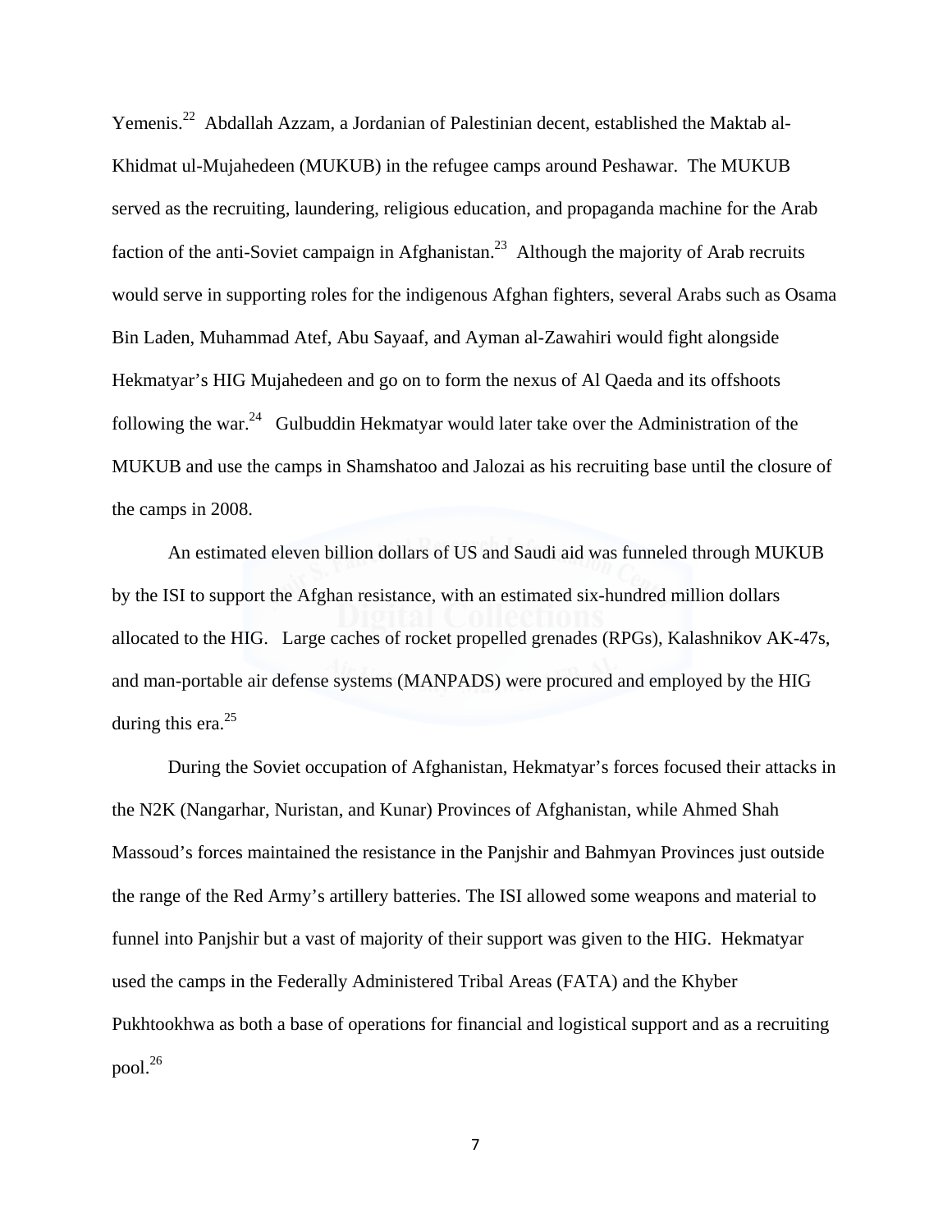Yemenis.[22] Abdallah Azzam, a Jordanian of Palestinian decent, established the Maktab al-Khidmat ul-Mujahedeen (MUKUB) in the refugee camps around Peshawar. The MUKUB served as the recruiting, laundering, religious education, and propaganda machine for the Arab faction of the anti-Soviet campaign in Afghanistan.[23] Although the majority of Arab recruits would serve in supporting roles for the indigenous Afghan fighters, several Arabs such as Osama Bin Laden, Muhammad Atef, Abu Sayaaf, and Ayman al-Zawahiri would fight alongside Hekmatyar's HIG Mujahedeen and go on to form the nexus of Al Qaeda and its offshoots following the war.[24] Gulbuddin Hekmatyar would later take over the Administration of the MUKUB and use the camps in Shamshatoo and Jalozai as his recruiting base until the closure of the camps in 2008.

An estimated eleven billion dollars of US and Saudi aid was funneled through MUKUB by the ISI to support the Afghan resistance, with an estimated six-hundred million dollars allocated to the HIG. Large caches of rocket propelled grenades (RPGs), Kalashnikov AK-47s, and man-portable air defense systems (MANPADS) were procured and employed by the HIG during this era.[25]

During the Soviet occupation of Afghanistan, Hekmatyar's forces focused their attacks in the N2K (Nangarhar, Nuristan, and Kunar) Provinces of Afghanistan, while Ahmed Shah Massoud's forces maintained the resistance in the Panjshir and Bahmyan Provinces just outside the range of the Red Army's artillery batteries. The ISI allowed some weapons and material to funnel into Panjshir but a vast of majority of their support was given to the HIG. Hekmatyar used the camps in the Federally Administered Tribal Areas (FATA) and the Khyber Pukhtookhwa as both a base of operations for financial and logistical support and as a recruiting pool.[26]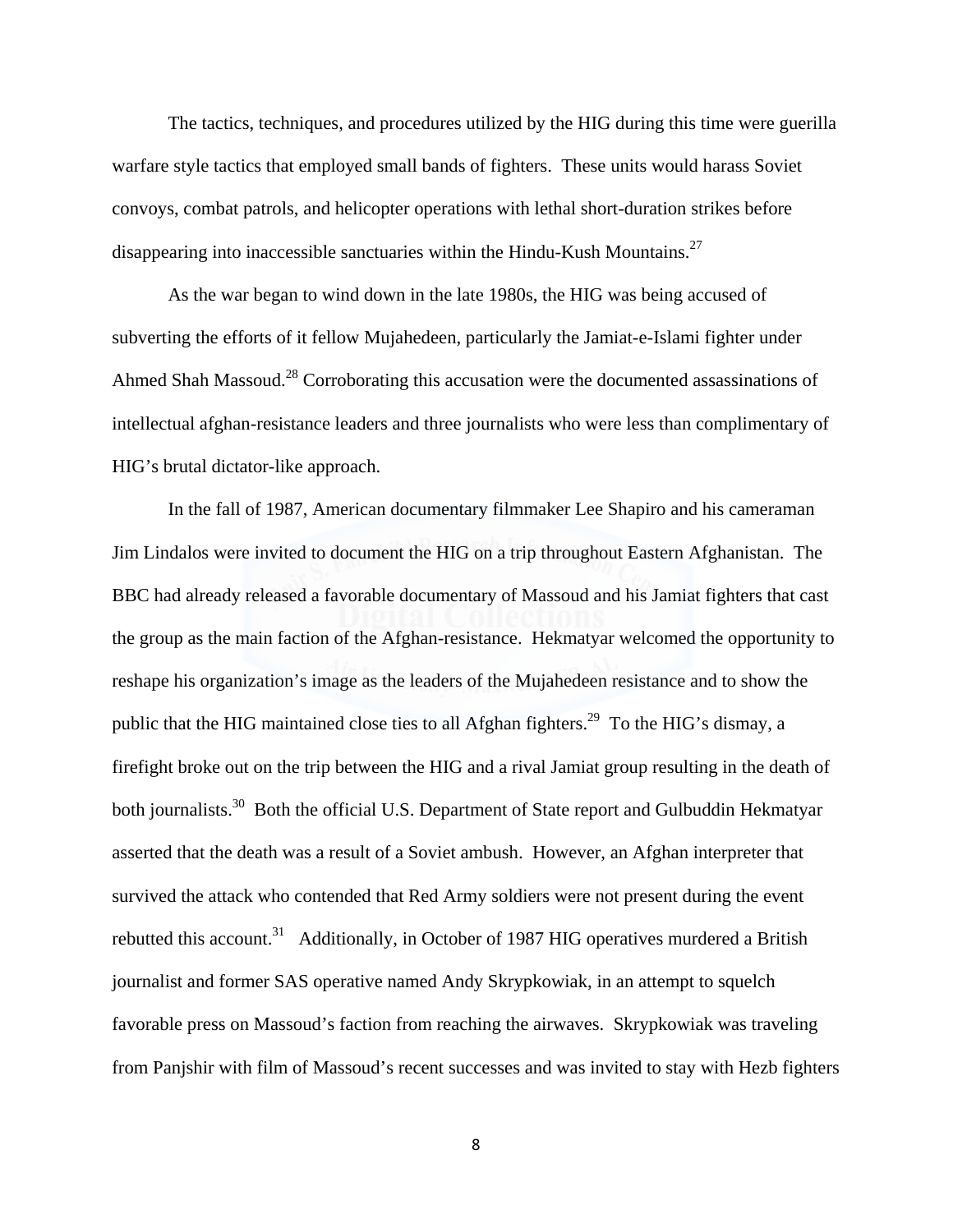The tactics, techniques, and procedures utilized by the HIG during this time were guerilla warfare style tactics that employed small bands of fighters. These units would harass Soviet convoys, combat patrols, and helicopter operations with lethal short-duration strikes before disappearing into inaccessible sanctuaries within the Hindu-Kush Mountains.[27]

As the war began to wind down in the late 1980s, the HIG was being accused of subverting the efforts of it fellow Mujahedeen, particularly the Jamiat-e-Islami fighter under Ahmed Shah Massoud.[28] Corroborating this accusation were the documented assassinations of intellectual afghan-resistance leaders and three journalists who were less than complimentary of HIG's brutal dictator-like approach.

In the fall of 1987, American documentary filmmaker Lee Shapiro and his cameraman Jim Lindalos were invited to document the HIG on a trip throughout Eastern Afghanistan. The BBC had already released a favorable documentary of Massoud and his Jamiat fighters that cast the group as the main faction of the Afghan-resistance. Hekmatyar welcomed the opportunity to reshape his organization's image as the leaders of the Mujahedeen resistance and to show the public that the HIG maintained close ties to all Afghan fighters.[29] To the HIG's dismay, a firefight broke out on the trip between the HIG and a rival Jamiat group resulting in the death of both journalists.[30] Both the official U.S. Department of State report and Gulbuddin Hekmatyar asserted that the death was a result of a Soviet ambush. However, an Afghan interpreter that survived the attack who contended that Red Army soldiers were not present during the event rebutted this account.[31] Additionally, in October of 1987 HIG operatives murdered a British journalist and former SAS operative named Andy Skrypkowiak, in an attempt to squelch favorable press on Massoud's faction from reaching the airwaves. Skrypkowiak was traveling from Panjshir with film of Massoud's recent successes and was invited to stay with Hezb fighters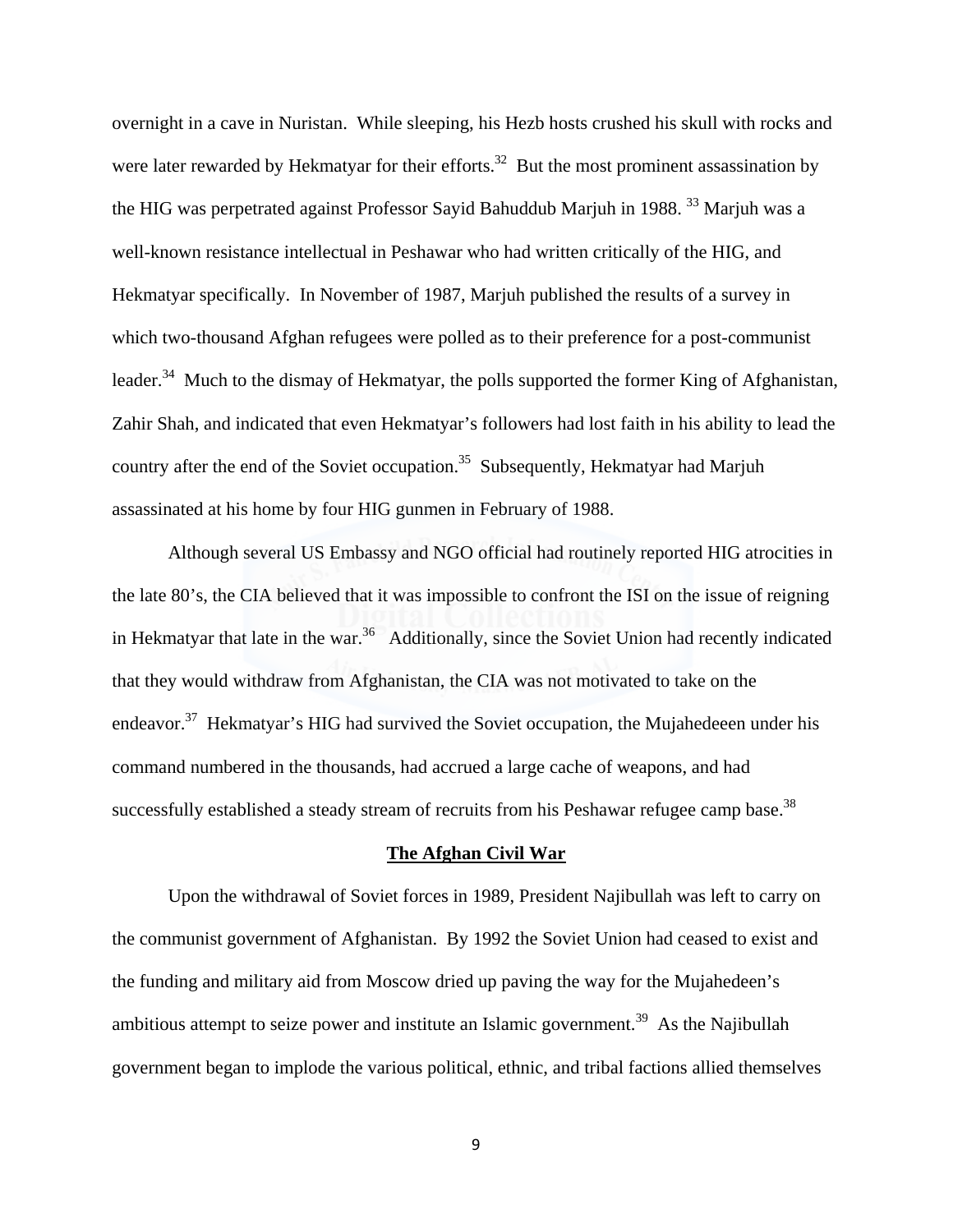overnight in a cave in Nuristan. While sleeping, his Hezb hosts crushed his skull with rocks and were later rewarded by Hekmatyar for their efforts.[32] But the most prominent assassination by the HIG was perpetrated against Professor Sayid Bahuddub Marjuh in 1988. [33] Marjuh was a well-known resistance intellectual in Peshawar who had written critically of the HIG, and Hekmatyar specifically. In November of 1987, Marjuh published the results of a survey in which two-thousand Afghan refugees were polled as to their preference for a post-communist leader.[34] Much to the dismay of Hekmatyar, the polls supported the former King of Afghanistan, Zahir Shah, and indicated that even Hekmatyar's followers had lost faith in his ability to lead the country after the end of the Soviet occupation.[35] Subsequently, Hekmatyar had Marjuh assassinated at his home by four HIG gunmen in February of 1988.

Although several US Embassy and NGO official had routinely reported HIG atrocities in the late 80's, the CIA believed that it was impossible to confront the ISI on the issue of reigning in Hekmatyar that late in the war.[36] Additionally, since the Soviet Union had recently indicated that they would withdraw from Afghanistan, the CIA was not motivated to take on the endeavor.[37] Hekmatyar's HIG had survived the Soviet occupation, the Mujahedeeen under his command numbered in the thousands, had accrued a large cache of weapons, and had successfully established a steady stream of recruits from his Peshawar refugee camp base.[38]

## The Afghan Civil War

Upon the withdrawal of Soviet forces in 1989, President Najibullah was left to carry on the communist government of Afghanistan. By 1992 the Soviet Union had ceased to exist and the funding and military aid from Moscow dried up paving the way for the Mujahedeen's ambitious attempt to seize power and institute an Islamic government.[39] As the Najibullah government began to implode the various political, ethnic, and tribal factions allied themselves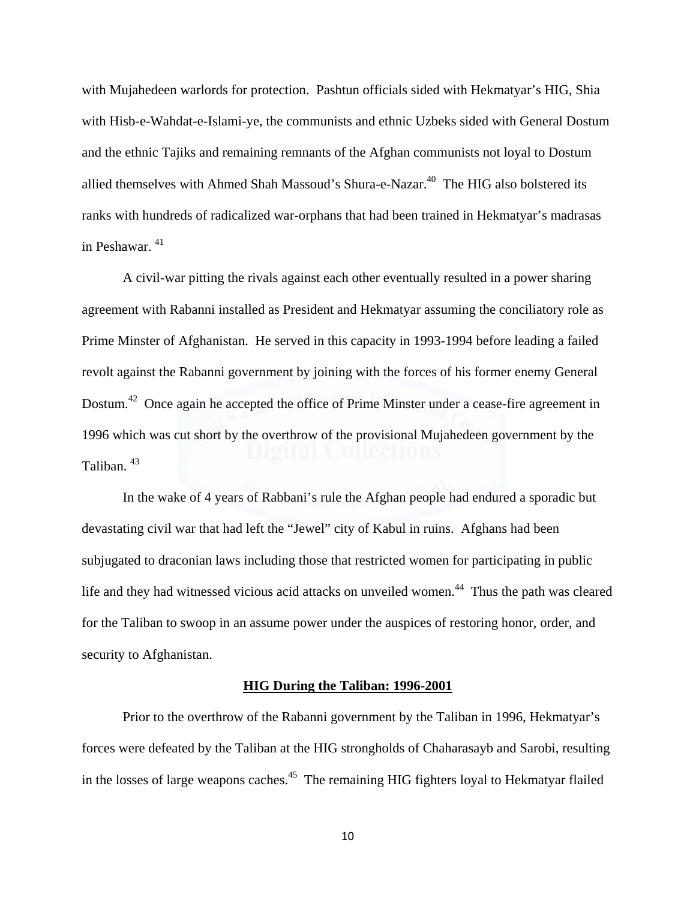with Mujahedeen warlords for protection. Pashtun officials sided with Hekmatyar's HIG, Shia with Hisb-e-Wahdat-e-Islami-ye, the communists and ethnic Uzbeks sided with General Dostum and the ethnic Tajiks and remaining remnants of the Afghan communists not loyal to Dostum allied themselves with Ahmed Shah Massoud's Shura-e-Nazar.[40] The HIG also bolstered its ranks with hundreds of radicalized war-orphans that had been trained in Hekmatyar's madrasas in Peshawar.[41]

A civil-war pitting the rivals against each other eventually resulted in a power sharing agreement with Rabanni installed as President and Hekmatyar assuming the conciliatory role as Prime Minster of Afghanistan. He served in this capacity in 1993-1994 before leading a failed revolt against the Rabanni government by joining with the forces of his former enemy General Dostum.[42] Once again he accepted the office of Prime Minster under a cease-fire agreement in 1996 which was cut short by the overthrow of the provisional Mujahedeen government by the Taliban.[43]

In the wake of 4 years of Rabbani's rule the Afghan people had endured a sporadic but devastating civil war that had left the "Jewel" city of Kabul in ruins. Afghans had been subjugated to draconian laws including those that restricted women for participating in public life and they had witnessed vicious acid attacks on unveiled women.[44] Thus the path was cleared for the Taliban to swoop in an assume power under the auspices of restoring honor, order, and security to Afghanistan.

## HIG During the Taliban: 1996-2001

Prior to the overthrow of the Rabanni government by the Taliban in 1996, Hekmatyar's forces were defeated by the Taliban at the HIG strongholds of Chaharasayb and Sarobi, resulting in the losses of large weapons caches.[45] The remaining HIG fighters loyal to Hekmatyar flailed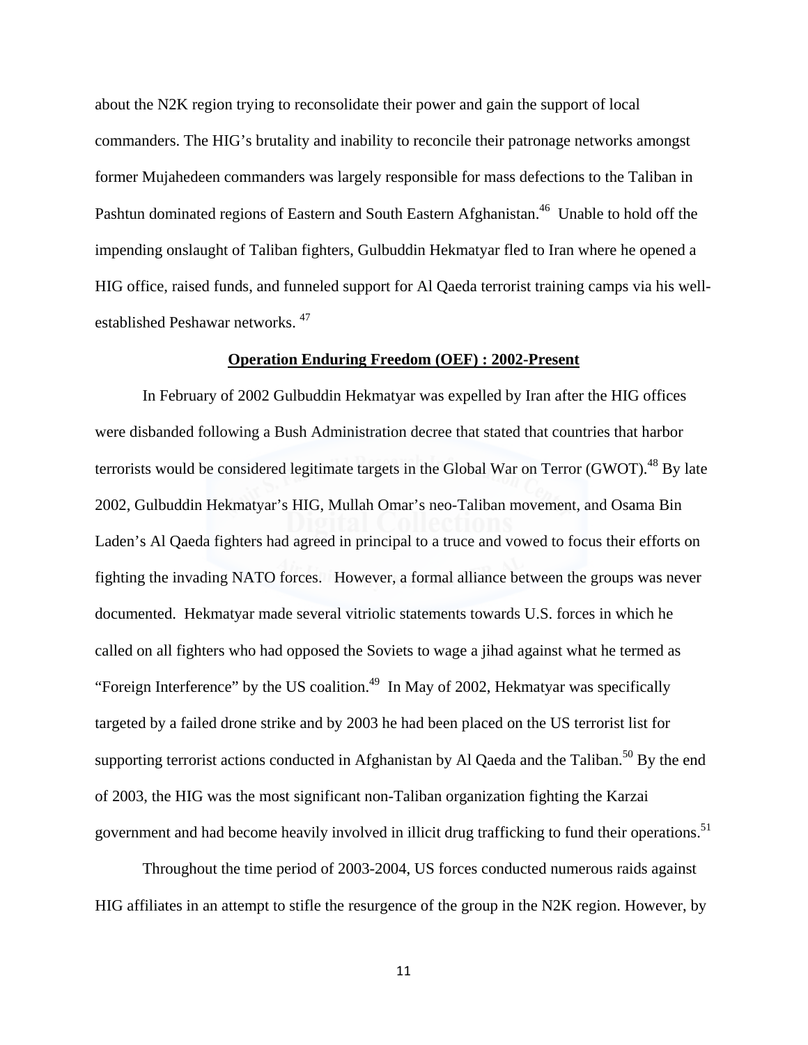about the N2K region trying to reconsolidate their power and gain the support of local commanders. The HIG's brutality and inability to reconcile their patronage networks amongst former Mujahedeen commanders was largely responsible for mass defections to the Taliban in Pashtun dominated regions of Eastern and South Eastern Afghanistan.[46] Unable to hold off the impending onslaught of Taliban fighters, Gulbuddin Hekmatyar fled to Iran where he opened a HIG office, raised funds, and funneled support for Al Qaeda terrorist training camps via his well-established Peshawar networks.[47]

## Operation Enduring Freedom (OEF) : 2002-Present

In February of 2002 Gulbuddin Hekmatyar was expelled by Iran after the HIG offices were disbanded following a Bush Administration decree that stated that countries that harbor terrorists would be considered legitimate targets in the Global War on Terror (GWOT).[48] By late 2002, Gulbuddin Hekmatyar's HIG, Mullah Omar's neo-Taliban movement, and Osama Bin Laden's Al Qaeda fighters had agreed in principal to a truce and vowed to focus their efforts on fighting the invading NATO forces. However, a formal alliance between the groups was never documented. Hekmatyar made several vitriolic statements towards U.S. forces in which he called on all fighters who had opposed the Soviets to wage a jihad against what he termed as "Foreign Interference" by the US coalition.[49] In May of 2002, Hekmatyar was specifically targeted by a failed drone strike and by 2003 he had been placed on the US terrorist list for supporting terrorist actions conducted in Afghanistan by Al Qaeda and the Taliban.[50] By the end of 2003, the HIG was the most significant non-Taliban organization fighting the Karzai government and had become heavily involved in illicit drug trafficking to fund their operations.[51]

Throughout the time period of 2003-2004, US forces conducted numerous raids against HIG affiliates in an attempt to stifle the resurgence of the group in the N2K region. However, by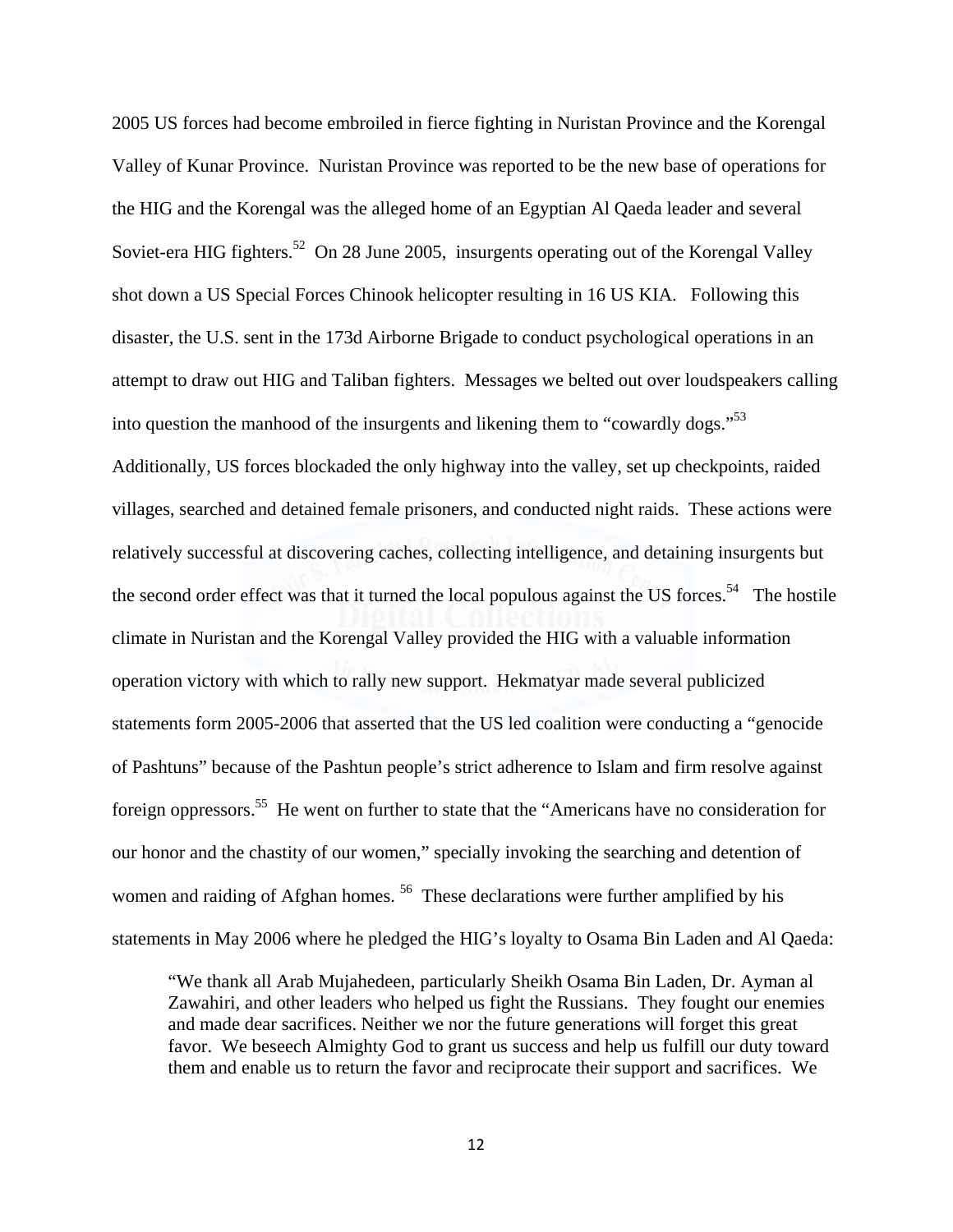2005 US forces had become embroiled in fierce fighting in Nuristan Province and the Korengal Valley of Kunar Province. Nuristan Province was reported to be the new base of operations for the HIG and the Korengal was the alleged home of an Egyptian Al Qaeda leader and several Soviet-era HIG fighters.[52] On 28 June 2005, insurgents operating out of the Korengal Valley shot down a US Special Forces Chinook helicopter resulting in 16 US KIA. Following this disaster, the U.S. sent in the 173d Airborne Brigade to conduct psychological operations in an attempt to draw out HIG and Taliban fighters. Messages we belted out over loudspeakers calling into question the manhood of the insurgents and likening them to "cowardly dogs."[53] Additionally, US forces blockaded the only highway into the valley, set up checkpoints, raided villages, searched and detained female prisoners, and conducted night raids. These actions were relatively successful at discovering caches, collecting intelligence, and detaining insurgents but the second order effect was that it turned the local populous against the US forces.[54] The hostile climate in Nuristan and the Korengal Valley provided the HIG with a valuable information operation victory with which to rally new support. Hekmatyar made several publicized statements form 2005-2006 that asserted that the US led coalition were conducting a "genocide of Pashtuns" because of the Pashtun people's strict adherence to Islam and firm resolve against foreign oppressors.[55] He went on further to state that the "Americans have no consideration for our honor and the chastity of our women," specially invoking the searching and detention of women and raiding of Afghan homes.[56] These declarations were further amplified by his statements in May 2006 where he pledged the HIG's loyalty to Osama Bin Laden and Al Qaeda:

> "We thank all Arab Mujahedeen, particularly Sheikh Osama Bin Laden, Dr. Ayman al Zawahiri, and other leaders who helped us fight the Russians. They fought our enemies and made dear sacrifices. Neither we nor the future generations will forget this great favor. We beseech Almighty God to grant us success and help us fulfill our duty toward them and enable us to return the favor and reciprocate their support and sacrifices. We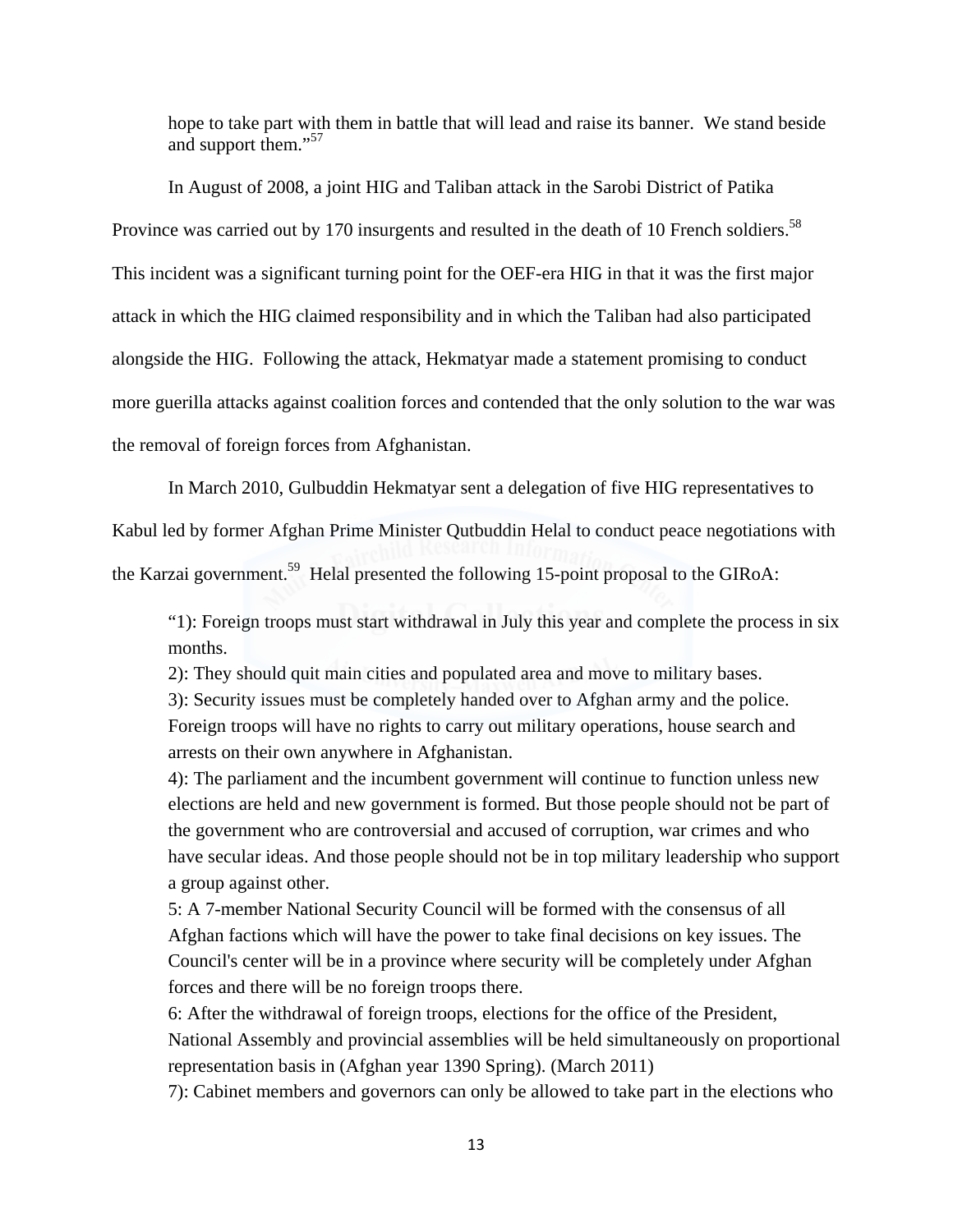> hope to take part with them in battle that will lead and raise its banner. We stand beside and support them."[57]

In August of 2008, a joint HIG and Taliban attack in the Sarobi District of Patika Province was carried out by 170 insurgents and resulted in the death of 10 French soldiers.[58] This incident was a significant turning point for the OEF-era HIG in that it was the first major attack in which the HIG claimed responsibility and in which the Taliban had also participated alongside the HIG. Following the attack, Hekmatyar made a statement promising to conduct more guerilla attacks against coalition forces and contended that the only solution to the war was the removal of foreign forces from Afghanistan.

In March 2010, Gulbuddin Hekmatyar sent a delegation of five HIG representatives to Kabul led by former Afghan Prime Minister Qutbuddin Helal to conduct peace negotiations with the Karzai government.[59] Helal presented the following 15-point proposal to the GIRoA:

> "1): Foreign troops must start withdrawal in July this year and complete the process in six months.
> 2): They should quit main cities and populated area and move to military bases.
> 3): Security issues must be completely handed over to Afghan army and the police. Foreign troops will have no rights to carry out military operations, house search and arrests on their own anywhere in Afghanistan.
> 4): The parliament and the incumbent government will continue to function unless new elections are held and new government is formed. But those people should not be part of the government who are controversial and accused of corruption, war crimes and who have secular ideas. And those people should not be in top military leadership who support a group against other.
> 5: A 7-member National Security Council will be formed with the consensus of all Afghan factions which will have the power to take final decisions on key issues. The Council's center will be in a province where security will be completely under Afghan forces and there will be no foreign troops there.
> 6: After the withdrawal of foreign troops, elections for the office of the President, National Assembly and provincial assemblies will be held simultaneously on proportional representation basis in (Afghan year 1390 Spring). (March 2011)
> 7): Cabinet members and governors can only be allowed to take part in the elections who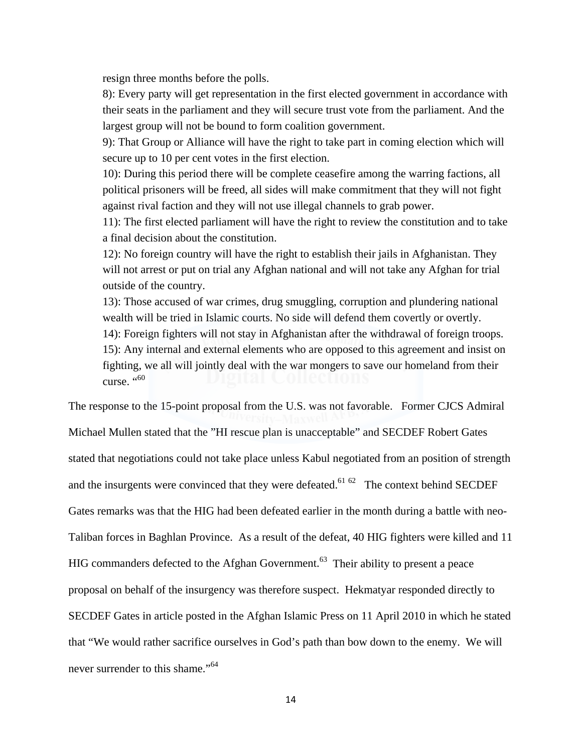resign three months before the polls.

8): Every party will get representation in the first elected government in accordance with their seats in the parliament and they will secure trust vote from the parliament. And the largest group will not be bound to form coalition government.

9): That Group or Alliance will have the right to take part in coming election which will secure up to 10 per cent votes in the first election.

10): During this period there will be complete ceasefire among the warring factions, all political prisoners will be freed, all sides will make commitment that they will not fight against rival faction and they will not use illegal channels to grab power.

11): The first elected parliament will have the right to review the constitution and to take a final decision about the constitution.

12): No foreign country will have the right to establish their jails in Afghanistan. They will not arrest or put on trial any Afghan national and will not take any Afghan for trial outside of the country.

13): Those accused of war crimes, drug smuggling, corruption and plundering national wealth will be tried in Islamic courts. No side will defend them covertly or overtly.

14): Foreign fighters will not stay in Afghanistan after the withdrawal of foreign troops.

15): Any internal and external elements who are opposed to this agreement and insist on fighting, we all will jointly deal with the war mongers to save our homeland from their curse. "[60]

The response to the 15-point proposal from the U.S. was not favorable. Former CJCS Admiral Michael Mullen stated that the "HI rescue plan is unacceptable" and SECDEF Robert Gates stated that negotiations could not take place unless Kabul negotiated from an position of strength and the insurgents were convinced that they were defeated.[61] [62] The context behind SECDEF Gates remarks was that the HIG had been defeated earlier in the month during a battle with neo-Taliban forces in Baghlan Province. As a result of the defeat, 40 HIG fighters were killed and 11 HIG commanders defected to the Afghan Government.[63] Their ability to present a peace proposal on behalf of the insurgency was therefore suspect. Hekmatyar responded directly to SECDEF Gates in article posted in the Afghan Islamic Press on 11 April 2010 in which he stated that "We would rather sacrifice ourselves in God's path than bow down to the enemy. We will never surrender to this shame."[64]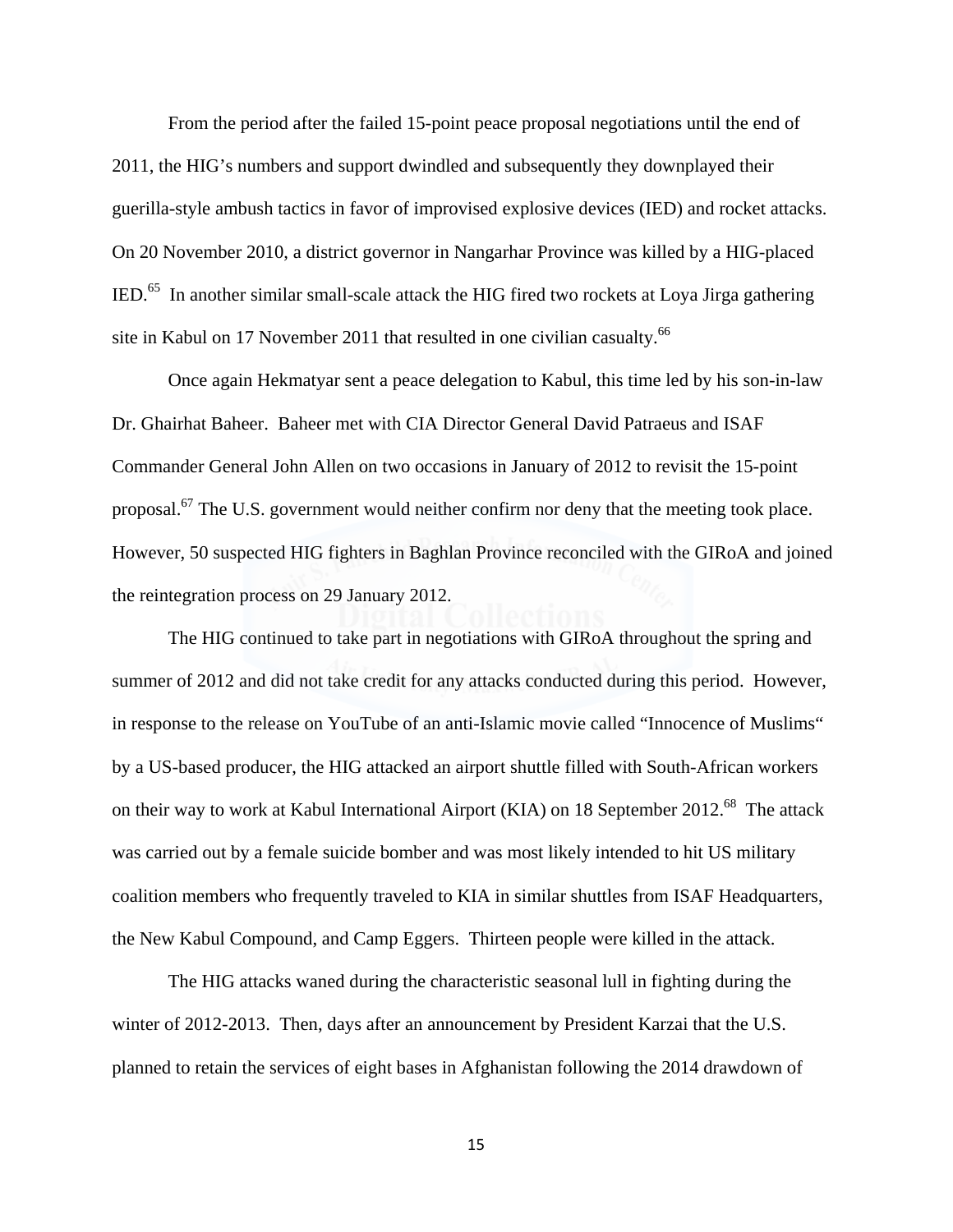From the period after the failed 15-point peace proposal negotiations until the end of 2011, the HIG's numbers and support dwindled and subsequently they downplayed their guerilla-style ambush tactics in favor of improvised explosive devices (IED) and rocket attacks. On 20 November 2010, a district governor in Nangarhar Province was killed by a HIG-placed IED.[65] In another similar small-scale attack the HIG fired two rockets at Loya Jirga gathering site in Kabul on 17 November 2011 that resulted in one civilian casualty.[66]

Once again Hekmatyar sent a peace delegation to Kabul, this time led by his son-in-law Dr. Ghairhat Baheer. Baheer met with CIA Director General David Patraeus and ISAF Commander General John Allen on two occasions in January of 2012 to revisit the 15-point proposal.[67] The U.S. government would neither confirm nor deny that the meeting took place. However, 50 suspected HIG fighters in Baghlan Province reconciled with the GIRoA and joined the reintegration process on 29 January 2012.

The HIG continued to take part in negotiations with GIRoA throughout the spring and summer of 2012 and did not take credit for any attacks conducted during this period. However, in response to the release on YouTube of an anti-Islamic movie called "Innocence of Muslims" by a US-based producer, the HIG attacked an airport shuttle filled with South-African workers on their way to work at Kabul International Airport (KIA) on 18 September 2012.[68] The attack was carried out by a female suicide bomber and was most likely intended to hit US military coalition members who frequently traveled to KIA in similar shuttles from ISAF Headquarters, the New Kabul Compound, and Camp Eggers. Thirteen people were killed in the attack.

The HIG attacks waned during the characteristic seasonal lull in fighting during the winter of 2012-2013. Then, days after an announcement by President Karzai that the U.S. planned to retain the services of eight bases in Afghanistan following the 2014 drawdown of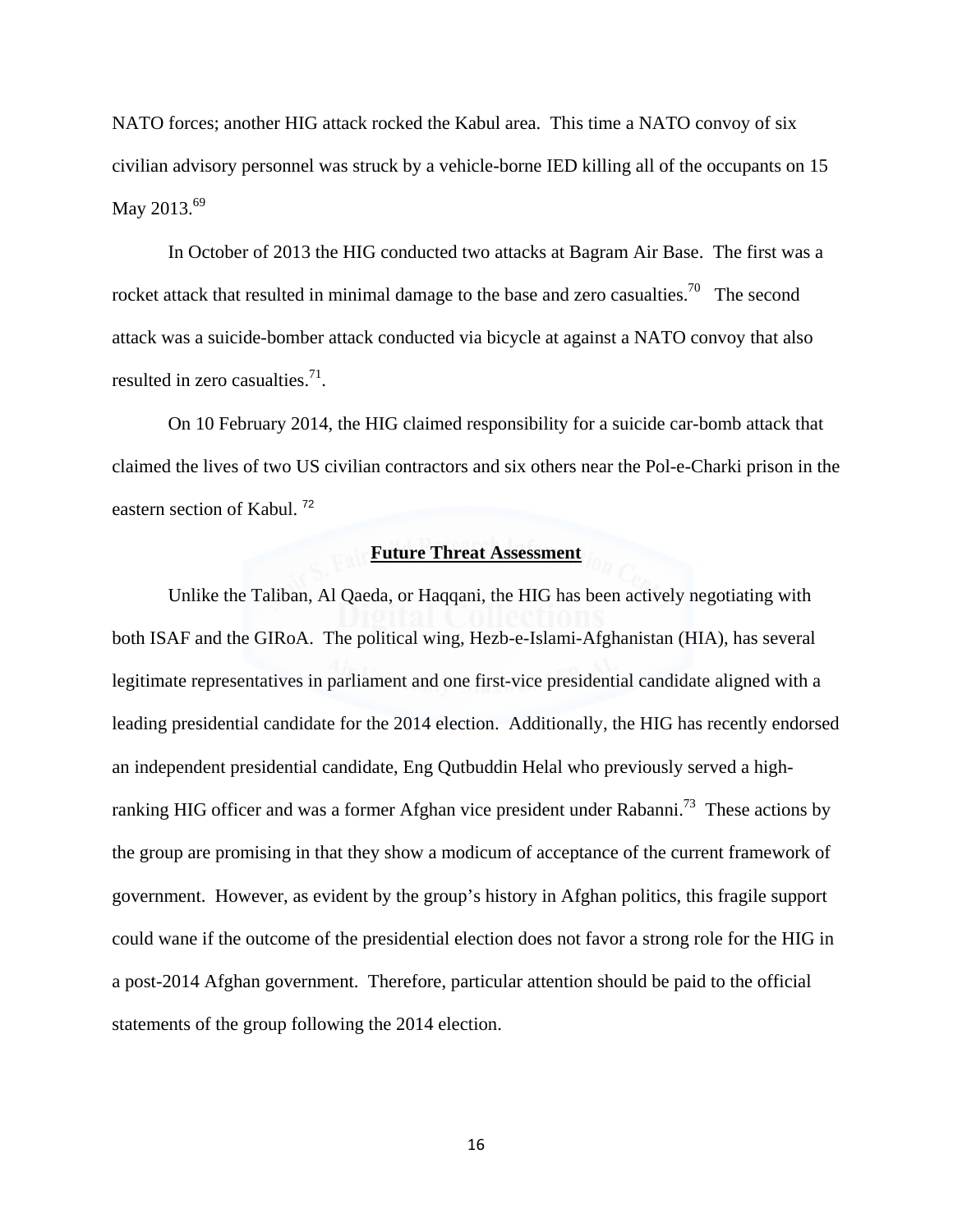NATO forces; another HIG attack rocked the Kabul area. This time a NATO convoy of six civilian advisory personnel was struck by a vehicle-borne IED killing all of the occupants on 15 May 2013.[69]

In October of 2013 the HIG conducted two attacks at Bagram Air Base. The first was a rocket attack that resulted in minimal damage to the base and zero casualties.[70] The second attack was a suicide-bomber attack conducted via bicycle at against a NATO convoy that also resulted in zero casualties.[71].

On 10 February 2014, the HIG claimed responsibility for a suicide car-bomb attack that claimed the lives of two US civilian contractors and six others near the Pol-e-Charki prison in the eastern section of Kabul. [72]

## Future Threat Assessment

Unlike the Taliban, Al Qaeda, or Haqqani, the HIG has been actively negotiating with both ISAF and the GIRoA. The political wing, Hezb-e-Islami-Afghanistan (HIA), has several legitimate representatives in parliament and one first-vice presidential candidate aligned with a leading presidential candidate for the 2014 election. Additionally, the HIG has recently endorsed an independent presidential candidate, Eng Qutbuddin Helal who previously served a high-ranking HIG officer and was a former Afghan vice president under Rabanni.[73] These actions by the group are promising in that they show a modicum of acceptance of the current framework of government. However, as evident by the group's history in Afghan politics, this fragile support could wane if the outcome of the presidential election does not favor a strong role for the HIG in a post-2014 Afghan government. Therefore, particular attention should be paid to the official statements of the group following the 2014 election.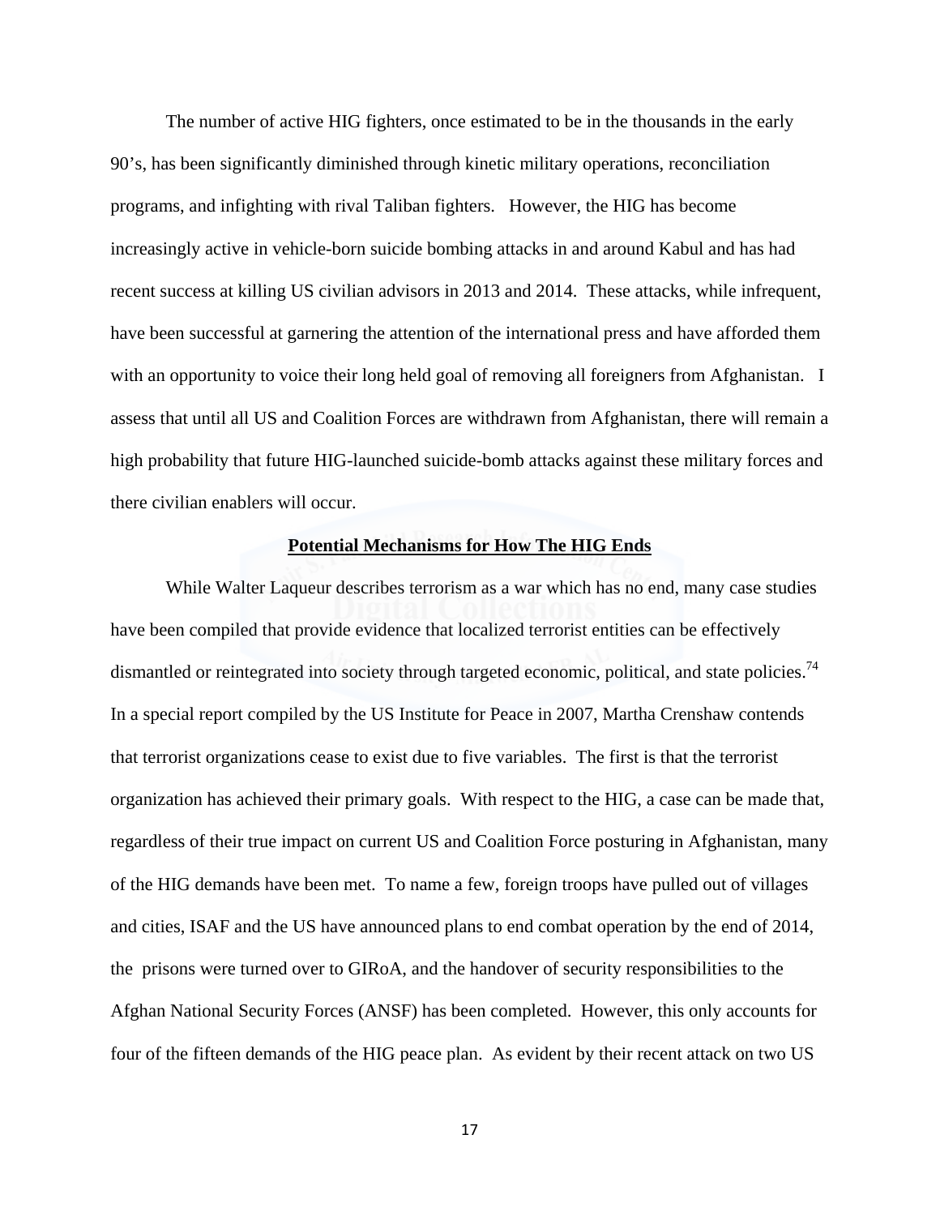The number of active HIG fighters, once estimated to be in the thousands in the early 90's, has been significantly diminished through kinetic military operations, reconciliation programs, and infighting with rival Taliban fighters. However, the HIG has become increasingly active in vehicle-born suicide bombing attacks in and around Kabul and has had recent success at killing US civilian advisors in 2013 and 2014. These attacks, while infrequent, have been successful at garnering the attention of the international press and have afforded them with an opportunity to voice their long held goal of removing all foreigners from Afghanistan. I assess that until all US and Coalition Forces are withdrawn from Afghanistan, there will remain a high probability that future HIG-launched suicide-bomb attacks against these military forces and there civilian enablers will occur.

**Potential Mechanisms for How The HIG Ends**

While Walter Laqueur describes terrorism as a war which has no end, many case studies have been compiled that provide evidence that localized terrorist entities can be effectively dismantled or reintegrated into society through targeted economic, political, and state policies.[74] In a special report compiled by the US Institute for Peace in 2007, Martha Crenshaw contends that terrorist organizations cease to exist due to five variables. The first is that the terrorist organization has achieved their primary goals. With respect to the HIG, a case can be made that, regardless of their true impact on current US and Coalition Force posturing in Afghanistan, many of the HIG demands have been met. To name a few, foreign troops have pulled out of villages and cities, ISAF and the US have announced plans to end combat operation by the end of 2014, the prisons were turned over to GIRoA, and the handover of security responsibilities to the Afghan National Security Forces (ANSF) has been completed. However, this only accounts for four of the fifteen demands of the HIG peace plan. As evident by their recent attack on two US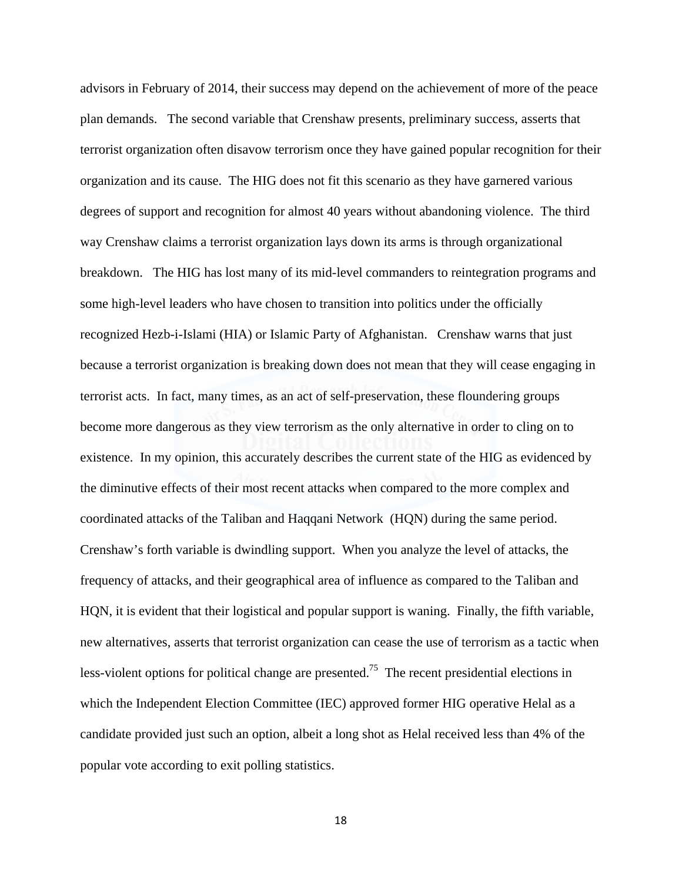advisors in February of 2014, their success may depend on the achievement of more of the peace plan demands. The second variable that Crenshaw presents, preliminary success, asserts that terrorist organization often disavow terrorism once they have gained popular recognition for their organization and its cause. The HIG does not fit this scenario as they have garnered various degrees of support and recognition for almost 40 years without abandoning violence. The third way Crenshaw claims a terrorist organization lays down its arms is through organizational breakdown. The HIG has lost many of its mid-level commanders to reintegration programs and some high-level leaders who have chosen to transition into politics under the officially recognized Hezb-i-Islami (HIA) or Islamic Party of Afghanistan. Crenshaw warns that just because a terrorist organization is breaking down does not mean that they will cease engaging in terrorist acts. In fact, many times, as an act of self-preservation, these floundering groups become more dangerous as they view terrorism as the only alternative in order to cling on to existence. In my opinion, this accurately describes the current state of the HIG as evidenced by the diminutive effects of their most recent attacks when compared to the more complex and coordinated attacks of the Taliban and Haqqani Network (HQN) during the same period. Crenshaw's forth variable is dwindling support. When you analyze the level of attacks, the frequency of attacks, and their geographical area of influence as compared to the Taliban and HQN, it is evident that their logistical and popular support is waning. Finally, the fifth variable, new alternatives, asserts that terrorist organization can cease the use of terrorism as a tactic when less-violent options for political change are presented.[75] The recent presidential elections in which the Independent Election Committee (IEC) approved former HIG operative Helal as a candidate provided just such an option, albeit a long shot as Helal received less than 4% of the popular vote according to exit polling statistics.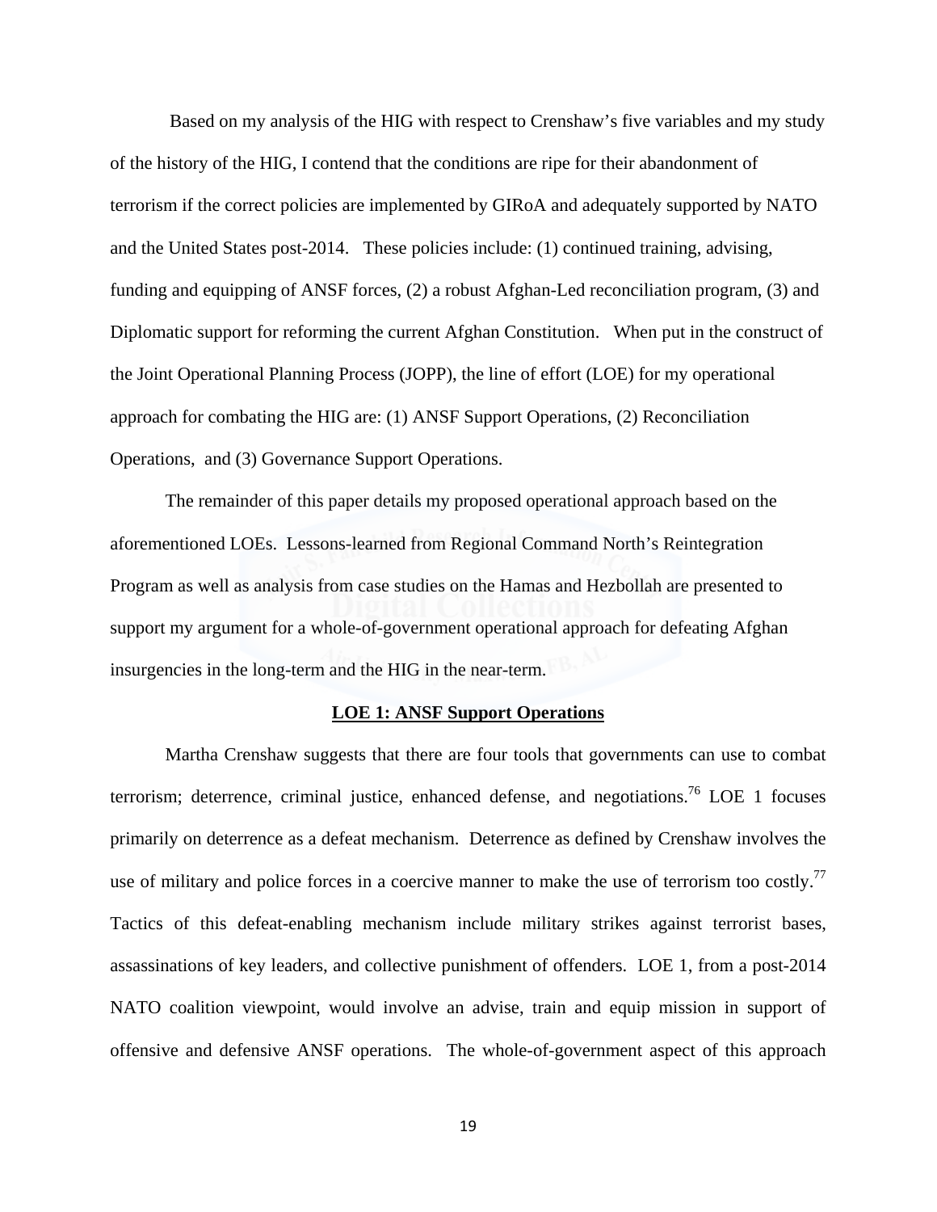Based on my analysis of the HIG with respect to Crenshaw's five variables and my study of the history of the HIG, I contend that the conditions are ripe for their abandonment of terrorism if the correct policies are implemented by GIRoA and adequately supported by NATO and the United States post-2014. These policies include: (1) continued training, advising, funding and equipping of ANSF forces, (2) a robust Afghan-Led reconciliation program, (3) and Diplomatic support for reforming the current Afghan Constitution. When put in the construct of the Joint Operational Planning Process (JOPP), the line of effort (LOE) for my operational approach for combating the HIG are: (1) ANSF Support Operations, (2) Reconciliation Operations, and (3) Governance Support Operations.

The remainder of this paper details my proposed operational approach based on the aforementioned LOEs. Lessons-learned from Regional Command North's Reintegration Program as well as analysis from case studies on the Hamas and Hezbollah are presented to support my argument for a whole-of-government operational approach for defeating Afghan insurgencies in the long-term and the HIG in the near-term.

## LOE 1: ANSF Support Operations

Martha Crenshaw suggests that there are four tools that governments can use to combat terrorism; deterrence, criminal justice, enhanced defense, and negotiations.[76] LOE 1 focuses primarily on deterrence as a defeat mechanism. Deterrence as defined by Crenshaw involves the use of military and police forces in a coercive manner to make the use of terrorism too costly.[77] Tactics of this defeat-enabling mechanism include military strikes against terrorist bases, assassinations of key leaders, and collective punishment of offenders. LOE 1, from a post-2014 NATO coalition viewpoint, would involve an advise, train and equip mission in support of offensive and defensive ANSF operations. The whole-of-government aspect of this approach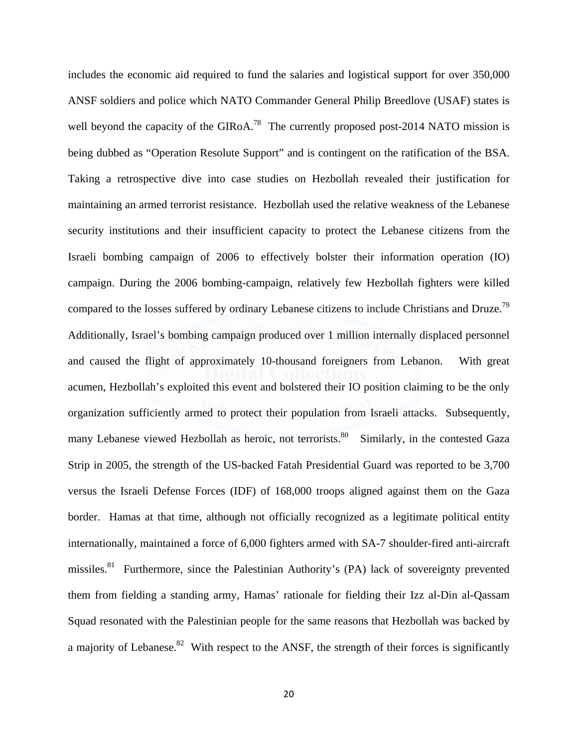includes the economic aid required to fund the salaries and logistical support for over 350,000 ANSF soldiers and police which NATO Commander General Philip Breedlove (USAF) states is well beyond the capacity of the GIRoA.[78] The currently proposed post-2014 NATO mission is being dubbed as "Operation Resolute Support" and is contingent on the ratification of the BSA. Taking a retrospective dive into case studies on Hezbollah revealed their justification for maintaining an armed terrorist resistance. Hezbollah used the relative weakness of the Lebanese security institutions and their insufficient capacity to protect the Lebanese citizens from the Israeli bombing campaign of 2006 to effectively bolster their information operation (IO) campaign. During the 2006 bombing-campaign, relatively few Hezbollah fighters were killed compared to the losses suffered by ordinary Lebanese citizens to include Christians and Druze.[79] Additionally, Israel's bombing campaign produced over 1 million internally displaced personnel and caused the flight of approximately 10-thousand foreigners from Lebanon. With great acumen, Hezbollah's exploited this event and bolstered their IO position claiming to be the only organization sufficiently armed to protect their population from Israeli attacks. Subsequently, many Lebanese viewed Hezbollah as heroic, not terrorists.[80] Similarly, in the contested Gaza Strip in 2005, the strength of the US-backed Fatah Presidential Guard was reported to be 3,700 versus the Israeli Defense Forces (IDF) of 168,000 troops aligned against them on the Gaza border. Hamas at that time, although not officially recognized as a legitimate political entity internationally, maintained a force of 6,000 fighters armed with SA-7 shoulder-fired anti-aircraft missiles.[81] Furthermore, since the Palestinian Authority's (PA) lack of sovereignty prevented them from fielding a standing army, Hamas' rationale for fielding their Izz al-Din al-Qassam Squad resonated with the Palestinian people for the same reasons that Hezbollah was backed by a majority of Lebanese.[82] With respect to the ANSF, the strength of their forces is significantly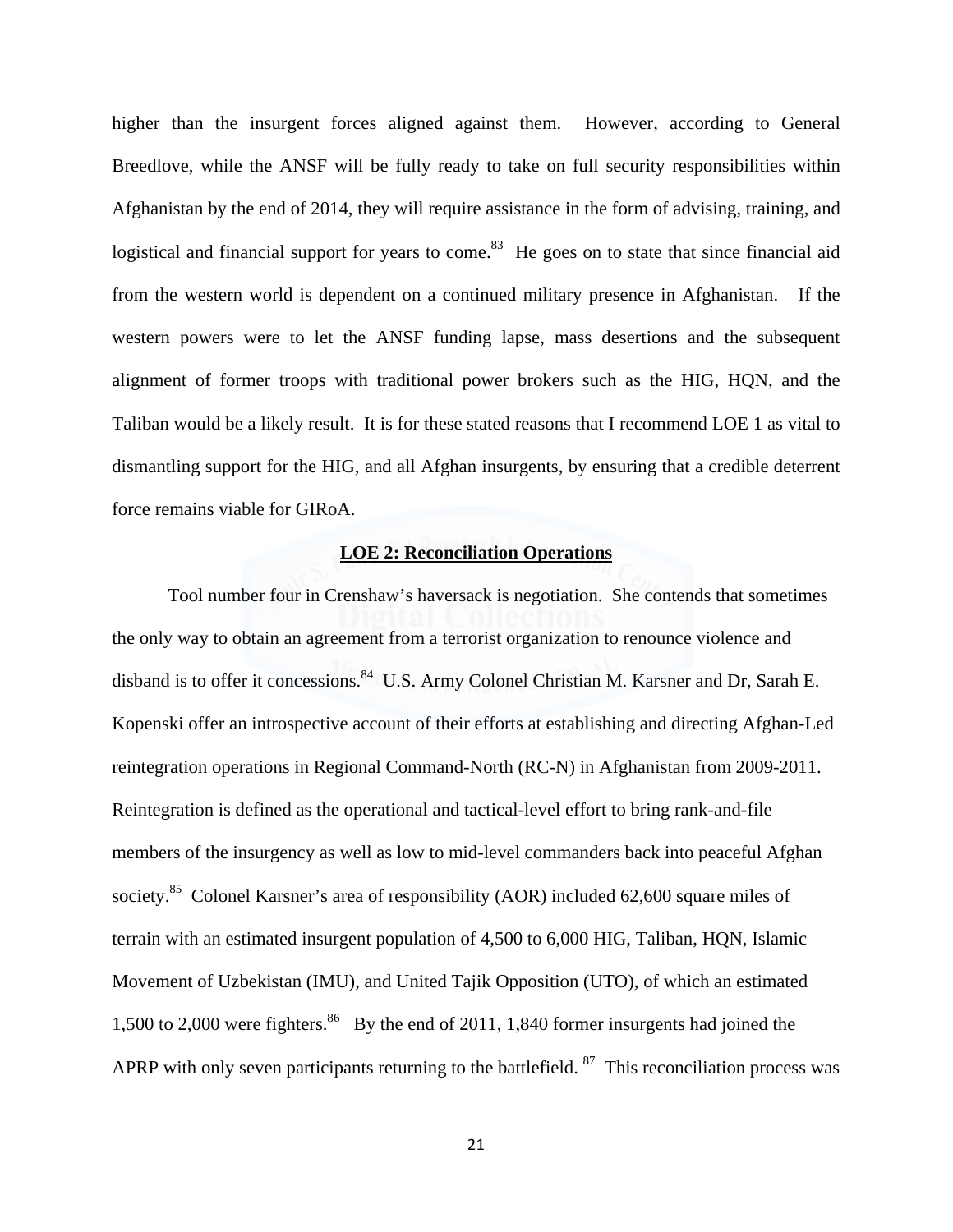higher than the insurgent forces aligned against them. However, according to General Breedlove, while the ANSF will be fully ready to take on full security responsibilities within Afghanistan by the end of 2014, they will require assistance in the form of advising, training, and logistical and financial support for years to come.[83] He goes on to state that since financial aid from the western world is dependent on a continued military presence in Afghanistan. If the western powers were to let the ANSF funding lapse, mass desertions and the subsequent alignment of former troops with traditional power brokers such as the HIG, HQN, and the Taliban would be a likely result. It is for these stated reasons that I recommend LOE 1 as vital to dismantling support for the HIG, and all Afghan insurgents, by ensuring that a credible deterrent force remains viable for GIRoA.

## LOE 2: Reconciliation Operations

Tool number four in Crenshaw's haversack is negotiation. She contends that sometimes the only way to obtain an agreement from a terrorist organization to renounce violence and disband is to offer it concessions.[84] U.S. Army Colonel Christian M. Karsner and Dr, Sarah E. Kopenski offer an introspective account of their efforts at establishing and directing Afghan-Led reintegration operations in Regional Command-North (RC-N) in Afghanistan from 2009-2011. Reintegration is defined as the operational and tactical-level effort to bring rank-and-file members of the insurgency as well as low to mid-level commanders back into peaceful Afghan society.[85] Colonel Karsner's area of responsibility (AOR) included 62,600 square miles of terrain with an estimated insurgent population of 4,500 to 6,000 HIG, Taliban, HQN, Islamic Movement of Uzbekistan (IMU), and United Tajik Opposition (UTO), of which an estimated 1,500 to 2,000 were fighters.[86] By the end of 2011, 1,840 former insurgents had joined the APRP with only seven participants returning to the battlefield.[87] This reconciliation process was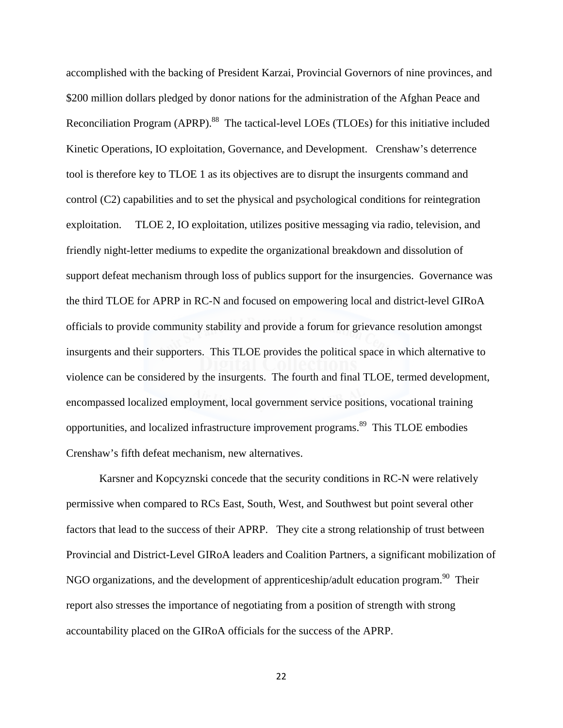accomplished with the backing of President Karzai, Provincial Governors of nine provinces, and $200 million dollars pledged by donor nations for the administration of the Afghan Peace and Reconciliation Program (APRP).[88] The tactical-level LOEs (TLOEs) for this initiative included Kinetic Operations, IO exploitation, Governance, and Development. Crenshaw's deterrence tool is therefore key to TLOE 1 as its objectives are to disrupt the insurgents command and control (C2) capabilities and to set the physical and psychological conditions for reintegration exploitation. TLOE 2, IO exploitation, utilizes positive messaging via radio, television, and friendly night-letter mediums to expedite the organizational breakdown and dissolution of support defeat mechanism through loss of publics support for the insurgencies. Governance was the third TLOE for APRP in RC-N and focused on empowering local and district-level GIRoA officials to provide community stability and provide a forum for grievance resolution amongst insurgents and their supporters. This TLOE provides the political space in which alternative to violence can be considered by the insurgents. The fourth and final TLOE, termed development, encompassed localized employment, local government service positions, vocational training opportunities, and localized infrastructure improvement programs.[89] This TLOE embodies Crenshaw's fifth defeat mechanism, new alternatives.

Karsner and Kopcyznski concede that the security conditions in RC-N were relatively permissive when compared to RCs East, South, West, and Southwest but point several other factors that lead to the success of their APRP. They cite a strong relationship of trust between Provincial and District-Level GIRoA leaders and Coalition Partners, a significant mobilization of NGO organizations, and the development of apprenticeship/adult education program.[90] Their report also stresses the importance of negotiating from a position of strength with strong accountability placed on the GIRoA officials for the success of the APRP.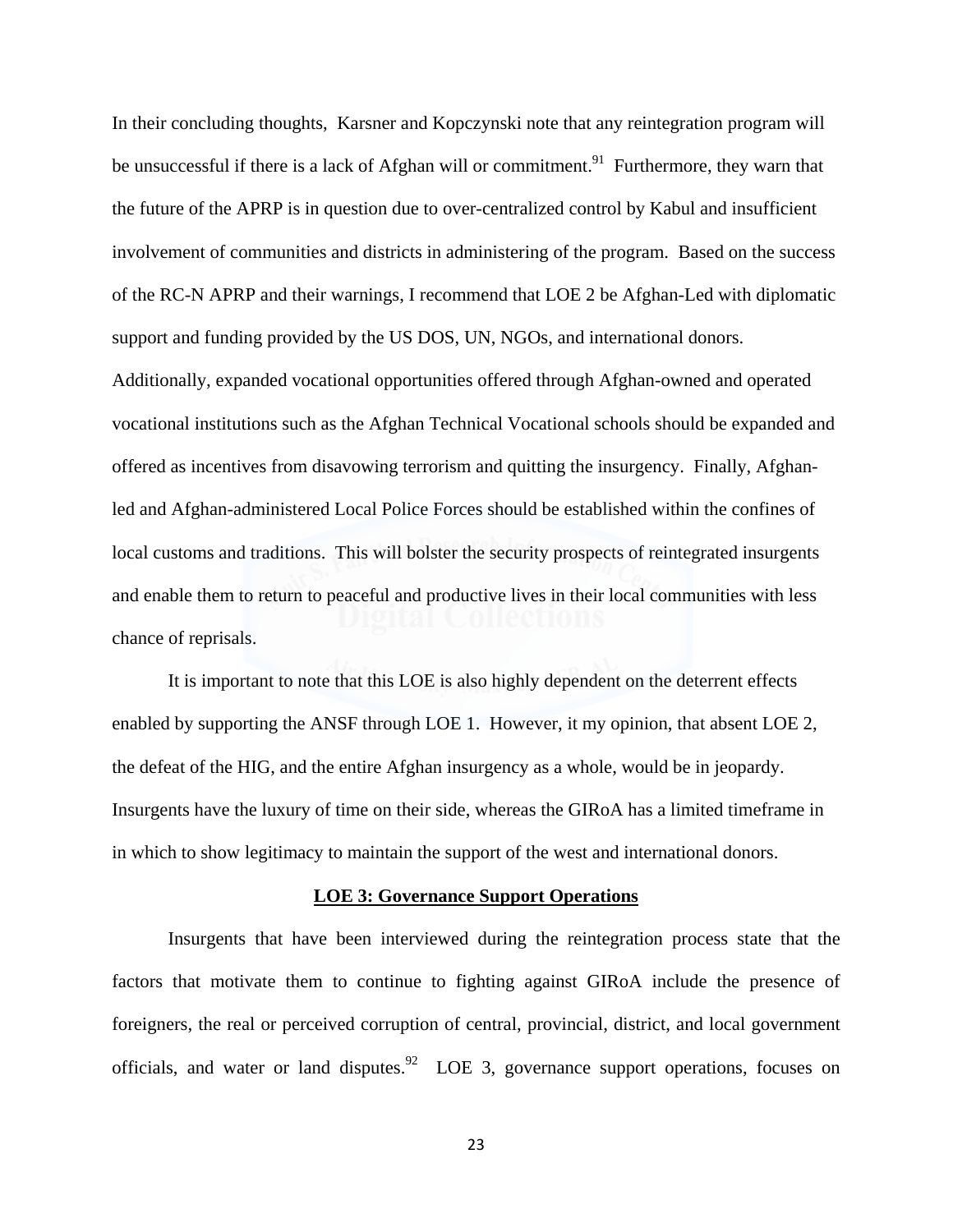In their concluding thoughts, Karsner and Kopczynski note that any reintegration program will be unsuccessful if there is a lack of Afghan will or commitment.[91] Furthermore, they warn that the future of the APRP is in question due to over-centralized control by Kabul and insufficient involvement of communities and districts in administering of the program. Based on the success of the RC-N APRP and their warnings, I recommend that LOE 2 be Afghan-Led with diplomatic support and funding provided by the US DOS, UN, NGOs, and international donors. Additionally, expanded vocational opportunities offered through Afghan-owned and operated vocational institutions such as the Afghan Technical Vocational schools should be expanded and offered as incentives from disavowing terrorism and quitting the insurgency. Finally, Afghan-led and Afghan-administered Local Police Forces should be established within the confines of local customs and traditions. This will bolster the security prospects of reintegrated insurgents and enable them to return to peaceful and productive lives in their local communities with less chance of reprisals.

It is important to note that this LOE is also highly dependent on the deterrent effects enabled by supporting the ANSF through LOE 1. However, it my opinion, that absent LOE 2, the defeat of the HIG, and the entire Afghan insurgency as a whole, would be in jeopardy. Insurgents have the luxury of time on their side, whereas the GIRoA has a limited timeframe in in which to show legitimacy to maintain the support of the west and international donors.

**LOE 3: Governance Support Operations**

Insurgents that have been interviewed during the reintegration process state that the factors that motivate them to continue to fighting against GIRoA include the presence of foreigners, the real or perceived corruption of central, provincial, district, and local government officials, and water or land disputes.[92] LOE 3, governance support operations, focuses on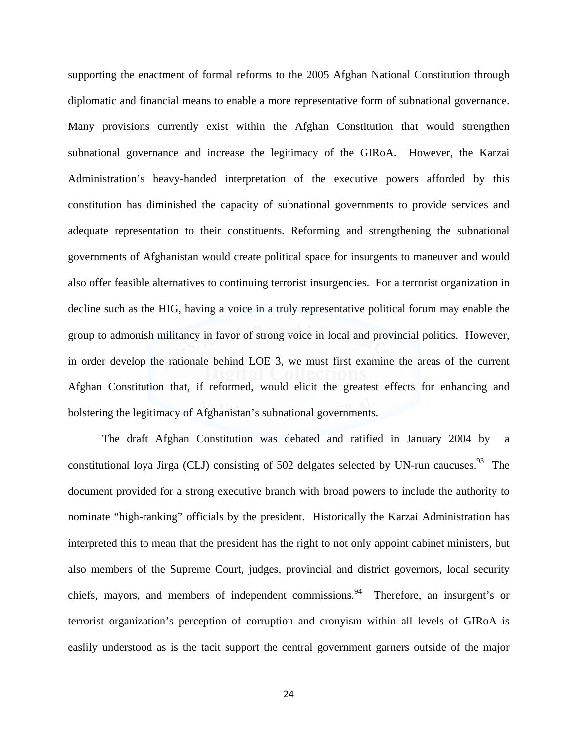supporting the enactment of formal reforms to the 2005 Afghan National Constitution through diplomatic and financial means to enable a more representative form of subnational governance. Many provisions currently exist within the Afghan Constitution that would strengthen subnational governance and increase the legitimacy of the GIRoA. However, the Karzai Administration's heavy-handed interpretation of the executive powers afforded by this constitution has diminished the capacity of subnational governments to provide services and adequate representation to their constituents. Reforming and strengthening the subnational governments of Afghanistan would create political space for insurgents to maneuver and would also offer feasible alternatives to continuing terrorist insurgencies. For a terrorist organization in decline such as the HIG, having a voice in a truly representative political forum may enable the group to admonish militancy in favor of strong voice in local and provincial politics. However, in order develop the rationale behind LOE 3, we must first examine the areas of the current Afghan Constitution that, if reformed, would elicit the greatest effects for enhancing and bolstering the legitimacy of Afghanistan's subnational governments.

The draft Afghan Constitution was debated and ratified in January 2004 by a constitutional loya Jirga (CLJ) consisting of 502 delgates selected by UN-run caucuses.[93] The document provided for a strong executive branch with broad powers to include the authority to nominate "high-ranking" officials by the president. Historically the Karzai Administration has interpreted this to mean that the president has the right to not only appoint cabinet ministers, but also members of the Supreme Court, judges, provincial and district governors, local security chiefs, mayors, and members of independent commissions.[94] Therefore, an insurgent's or terrorist organization's perception of corruption and cronyism within all levels of GIRoA is easlily understood as is the tacit support the central government garners outside of the major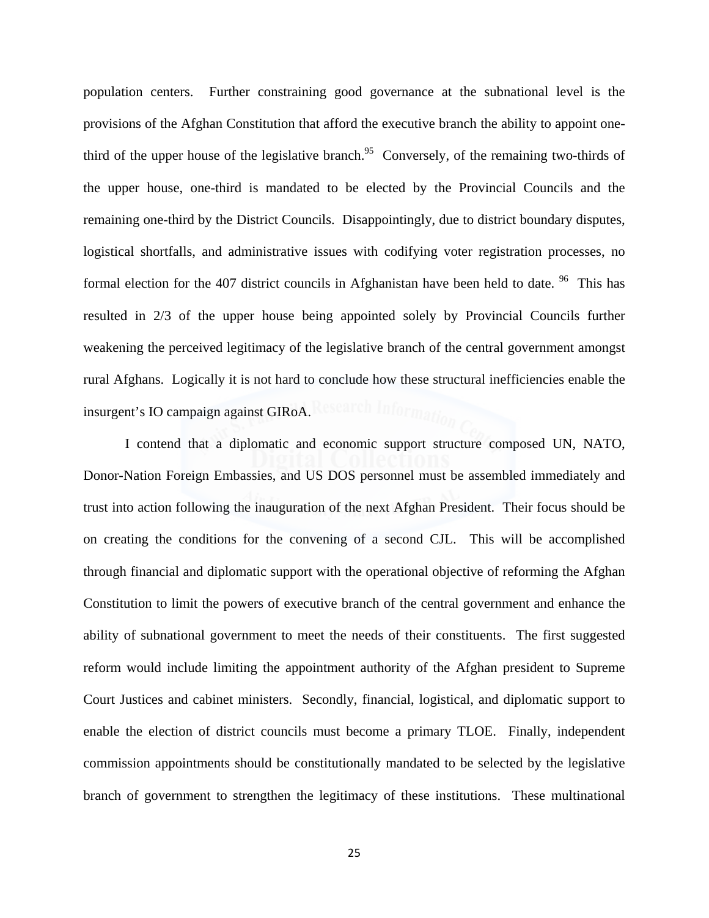population centers. Further constraining good governance at the subnational level is the provisions of the Afghan Constitution that afford the executive branch the ability to appoint one-third of the upper house of the legislative branch.[95] Conversely, of the remaining two-thirds of the upper house, one-third is mandated to be elected by the Provincial Councils and the remaining one-third by the District Councils. Disappointingly, due to district boundary disputes, logistical shortfalls, and administrative issues with codifying voter registration processes, no formal election for the 407 district councils in Afghanistan have been held to date. [96] This has resulted in 2/3 of the upper house being appointed solely by Provincial Councils further weakening the perceived legitimacy of the legislative branch of the central government amongst rural Afghans. Logically it is not hard to conclude how these structural inefficiencies enable the insurgent's IO campaign against GIRoA.

I contend that a diplomatic and economic support structure composed UN, NATO, Donor-Nation Foreign Embassies, and US DOS personnel must be assembled immediately and trust into action following the inauguration of the next Afghan President. Their focus should be on creating the conditions for the convening of a second CJL. This will be accomplished through financial and diplomatic support with the operational objective of reforming the Afghan Constitution to limit the powers of executive branch of the central government and enhance the ability of subnational government to meet the needs of their constituents. The first suggested reform would include limiting the appointment authority of the Afghan president to Supreme Court Justices and cabinet ministers. Secondly, financial, logistical, and diplomatic support to enable the election of district councils must become a primary TLOE. Finally, independent commission appointments should be constitutionally mandated to be selected by the legislative branch of government to strengthen the legitimacy of these institutions. These multinational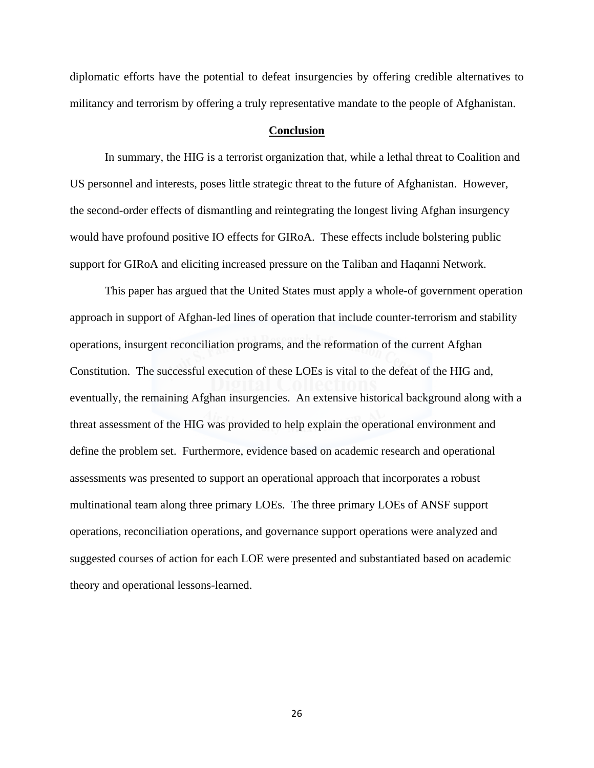diplomatic efforts have the potential to defeat insurgencies by offering credible alternatives to militancy and terrorism by offering a truly representative mandate to the people of Afghanistan.

## Conclusion

In summary, the HIG is a terrorist organization that, while a lethal threat to Coalition and US personnel and interests, poses little strategic threat to the future of Afghanistan. However, the second-order effects of dismantling and reintegrating the longest living Afghan insurgency would have profound positive IO effects for GIRoA. These effects include bolstering public support for GIRoA and eliciting increased pressure on the Taliban and Haqanni Network.

This paper has argued that the United States must apply a whole-of government operation approach in support of Afghan-led lines of operation that include counter-terrorism and stability operations, insurgent reconciliation programs, and the reformation of the current Afghan Constitution. The successful execution of these LOEs is vital to the defeat of the HIG and, eventually, the remaining Afghan insurgencies. An extensive historical background along with a threat assessment of the HIG was provided to help explain the operational environment and define the problem set. Furthermore, evidence based on academic research and operational assessments was presented to support an operational approach that incorporates a robust multinational team along three primary LOEs. The three primary LOEs of ANSF support operations, reconciliation operations, and governance support operations were analyzed and suggested courses of action for each LOE were presented and substantiated based on academic theory and operational lessons-learned.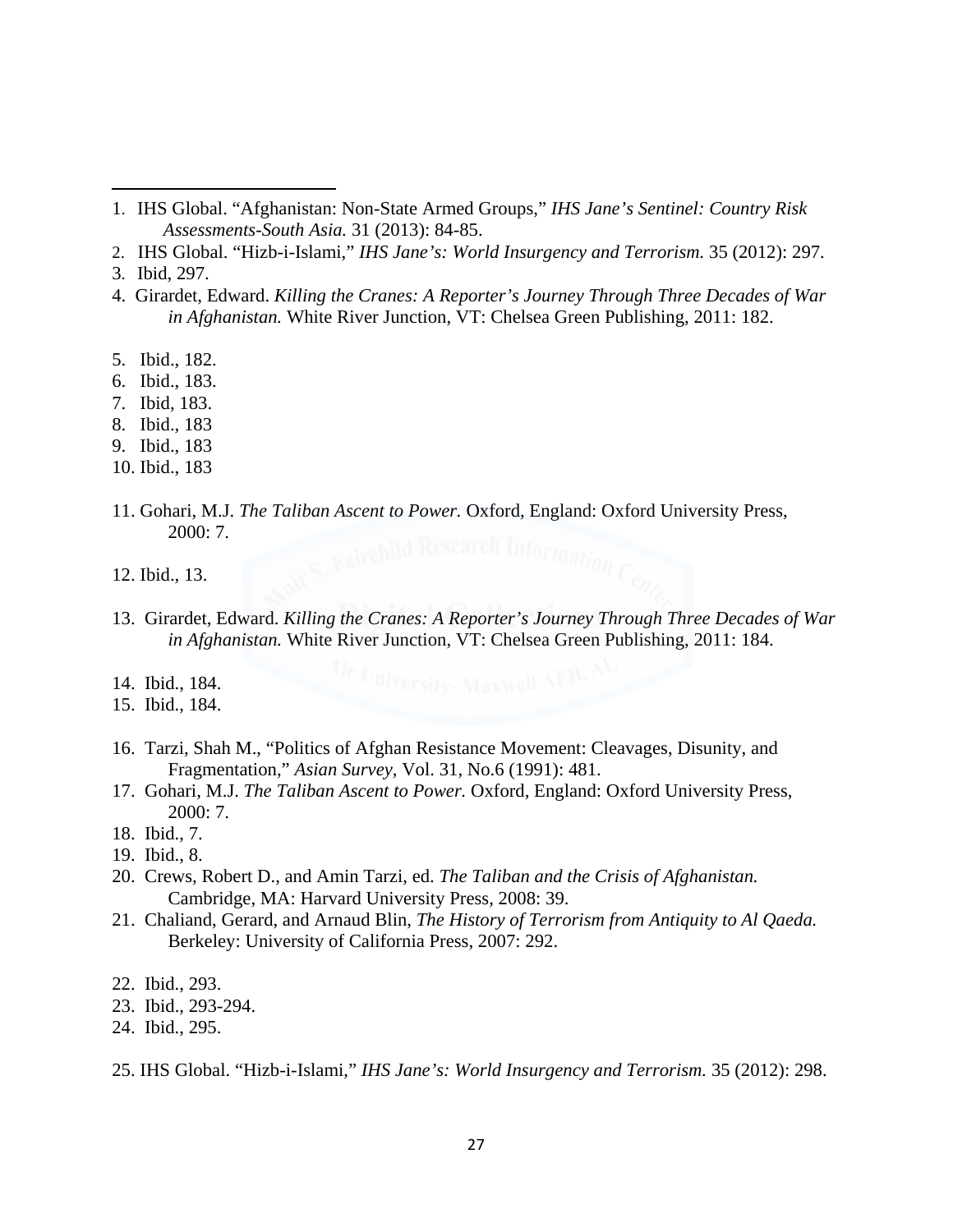1. IHS Global. "Afghanistan: Non-State Armed Groups," *IHS Jane's Sentinel: Country Risk Assessments-South Asia.* 31 (2013): 84-85.
2. IHS Global. "Hizb-i-Islami," *IHS Jane's: World Insurgency and Terrorism.* 35 (2012): 297.
3. Ibid, 297.
4. Girardet, Edward. *Killing the Cranes: A Reporter's Journey Through Three Decades of War in Afghanistan.* White River Junction, VT: Chelsea Green Publishing, 2011: 182.
5. Ibid., 182.
6. Ibid., 183.
7. Ibid, 183.
8. Ibid., 183
9. Ibid., 183
10. Ibid., 183
11. Gohari, M.J. *The Taliban Ascent to Power.* Oxford, England: Oxford University Press, 2000: 7.
12. Ibid., 13.
13. Girardet, Edward. *Killing the Cranes: A Reporter's Journey Through Three Decades of War in Afghanistan.* White River Junction, VT: Chelsea Green Publishing, 2011: 184.
14. Ibid., 184.
15. Ibid., 184.
16. Tarzi, Shah M., "Politics of Afghan Resistance Movement: Cleavages, Disunity, and Fragmentation," *Asian Survey*, Vol. 31, No.6 (1991): 481.
17. Gohari, M.J. *The Taliban Ascent to Power.* Oxford, England: Oxford University Press, 2000: 7.
18. Ibid., 7.
19. Ibid., 8.
20. Crews, Robert D., and Amin Tarzi, ed. *The Taliban and the Crisis of Afghanistan.* Cambridge, MA: Harvard University Press, 2008: 39.
21. Chaliand, Gerard, and Arnaud Blin, *The History of Terrorism from Antiquity to Al Qaeda.* Berkeley: University of California Press, 2007: 292.
22. Ibid., 293.
23. Ibid., 293-294.
24. Ibid., 295.
25. IHS Global. "Hizb-i-Islami," *IHS Jane's: World Insurgency and Terrorism.* 35 (2012): 298.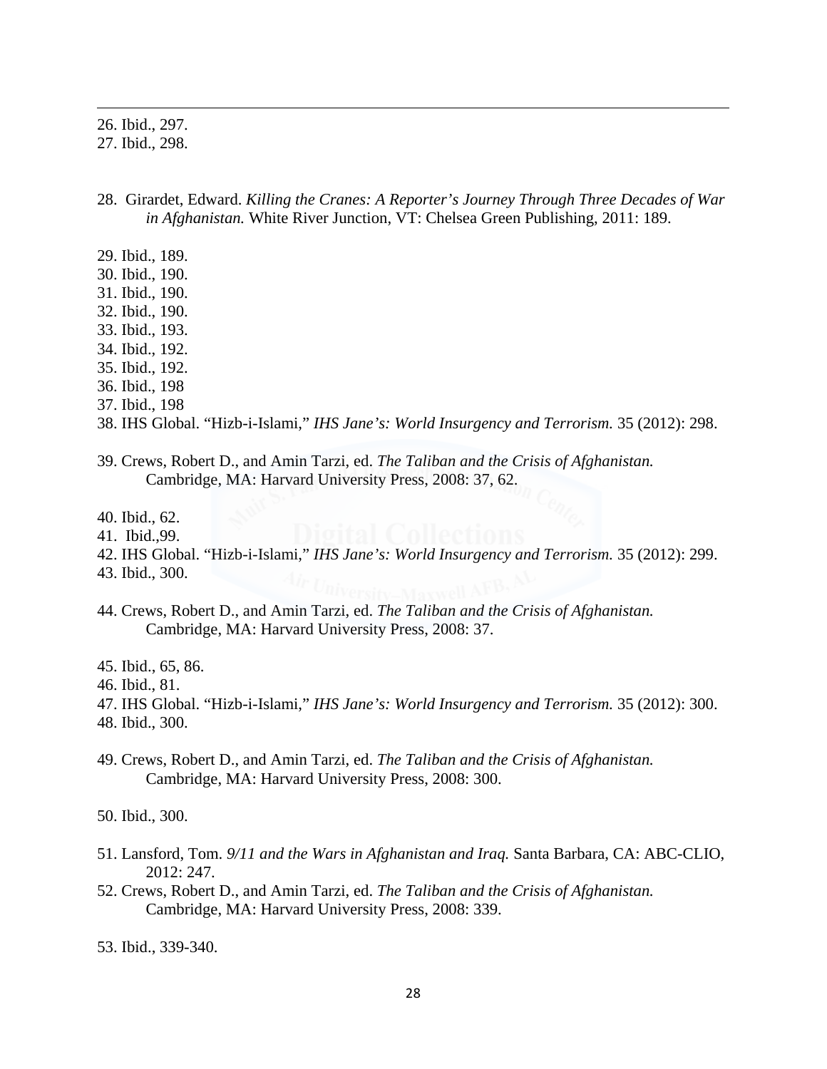26. Ibid., 297.
27. Ibid., 298.

28. Girardet, Edward. *Killing the Cranes: A Reporter's Journey Through Three Decades of War in Afghanistan.* White River Junction, VT: Chelsea Green Publishing, 2011: 189.

29. Ibid., 189.
30. Ibid., 190.
31. Ibid., 190.
32. Ibid., 190.
33. Ibid., 193.
34. Ibid., 192.
35. Ibid., 192.
36. Ibid., 198
37. Ibid., 198
38. IHS Global. "Hizb-i-Islami," *IHS Jane's: World Insurgency and Terrorism.* 35 (2012): 298.

39. Crews, Robert D., and Amin Tarzi, ed. *The Taliban and the Crisis of Afghanistan.* Cambridge, MA: Harvard University Press, 2008: 37, 62.

40. Ibid., 62.
41. Ibid.,99.
42. IHS Global. "Hizb-i-Islami," *IHS Jane's: World Insurgency and Terrorism.* 35 (2012): 299.
43. Ibid., 300.

44. Crews, Robert D., and Amin Tarzi, ed. *The Taliban and the Crisis of Afghanistan.* Cambridge, MA: Harvard University Press, 2008: 37.

45. Ibid., 65, 86.
46. Ibid., 81.
47. IHS Global. "Hizb-i-Islami," *IHS Jane's: World Insurgency and Terrorism.* 35 (2012): 300.
48. Ibid., 300.

49. Crews, Robert D., and Amin Tarzi, ed. *The Taliban and the Crisis of Afghanistan.* Cambridge, MA: Harvard University Press, 2008: 300.

50. Ibid., 300.

51. Lansford, Tom. *9/11 and the Wars in Afghanistan and Iraq.* Santa Barbara, CA: ABC-CLIO, 2012: 247.
52. Crews, Robert D., and Amin Tarzi, ed. *The Taliban and the Crisis of Afghanistan.* Cambridge, MA: Harvard University Press, 2008: 339.

53. Ibid., 339-340.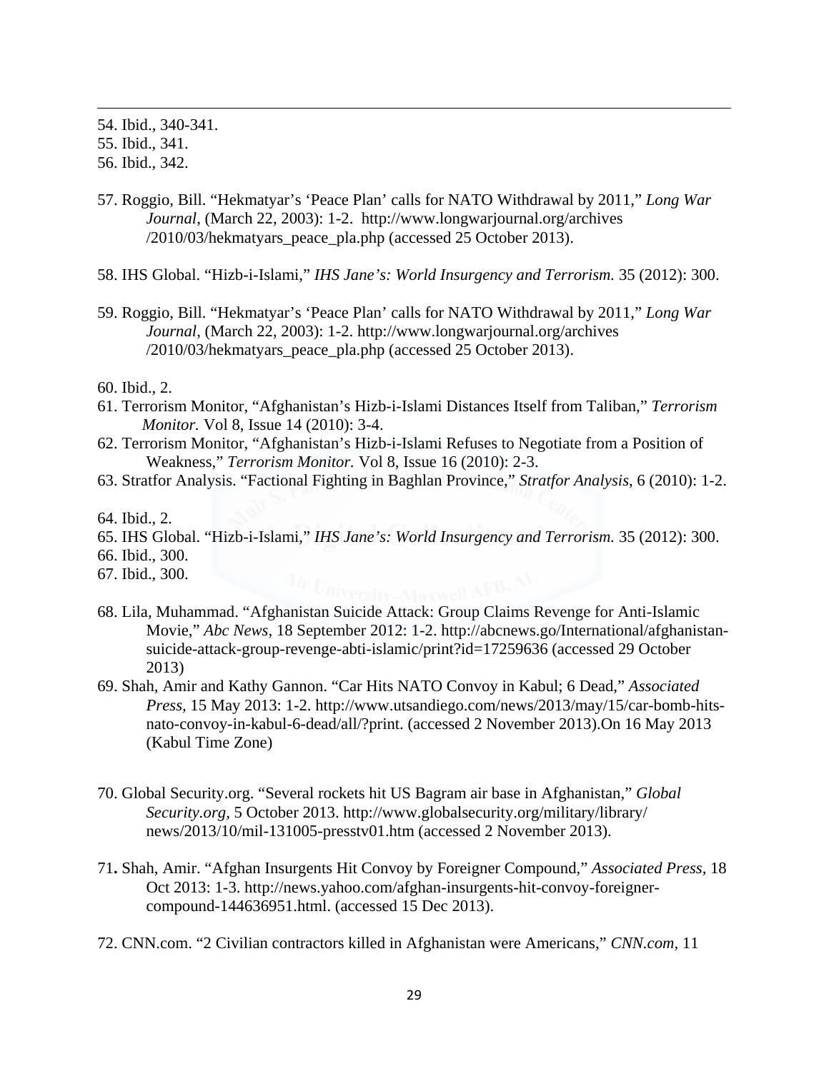54. Ibid., 340-341.
55. Ibid., 341.
56. Ibid., 342.

57. Roggio, Bill. "Hekmatyar's 'Peace Plan' calls for NATO Withdrawal by 2011," *Long War Journal*, (March 22, 2003): 1-2. http://www.longwarjournal.org/archives/2010/03/hekmatyars_peace_pla.php (accessed 25 October 2013).

58. IHS Global. "Hizb-i-Islami," *IHS Jane's: World Insurgency and Terrorism.* 35 (2012): 300.

59. Roggio, Bill. "Hekmatyar's 'Peace Plan' calls for NATO Withdrawal by 2011," *Long War Journal,* (March 22, 2003): 1-2. http://www.longwarjournal.org/archives/2010/03/hekmatyars_peace_pla.php (accessed 25 October 2013).

60. Ibid., 2.
61. Terrorism Monitor, "Afghanistan's Hizb-i-Islami Distances Itself from Taliban," *Terrorism Monitor.* Vol 8, Issue 14 (2010): 3-4.
62. Terrorism Monitor, "Afghanistan's Hizb-i-Islami Refuses to Negotiate from a Position of Weakness," *Terrorism Monitor.* Vol 8, Issue 16 (2010): 2-3.
63. Stratfor Analysis. "Factional Fighting in Baghlan Province," *Stratfor Analysis*, 6 (2010): 1-2.

64. Ibid., 2.
65. IHS Global. "Hizb-i-Islami," *IHS Jane's: World Insurgency and Terrorism.* 35 (2012): 300.
66. Ibid., 300.
67. Ibid., 300.

68. Lila, Muhammad. "Afghanistan Suicide Attack: Group Claims Revenge for Anti-Islamic Movie," *Abc News,* 18 September 2012: 1-2. http://abcnews.go/International/afghanistan-suicide-attack-group-revenge-abti-islamic/print?id=17259636 (accessed 29 October 2013)
69. Shah, Amir and Kathy Gannon. "Car Hits NATO Convoy in Kabul; 6 Dead," *Associated Press,* 15 May 2013: 1-2. http://www.utsandiego.com/news/2013/may/15/car-bomb-hits-nato-convoy-in-kabul-6-dead/all/?print. (accessed 2 November 2013).On 16 May 2013 (Kabul Time Zone)

70. Global Security.org. "Several rockets hit US Bagram air base in Afghanistan," *Global Security.org,* 5 October 2013. http://www.globalsecurity.org/military/library/news/2013/10/mil-131005-presstv01.htm (accessed 2 November 2013).

71. Shah, Amir. "Afghan Insurgents Hit Convoy by Foreigner Compound," *Associated Press,* 18 Oct 2013: 1-3. http://news.yahoo.com/afghan-insurgents-hit-convoy-foreigner-compound-144636951.html. (accessed 15 Dec 2013).

72. CNN.com. "2 Civilian contractors killed in Afghanistan were Americans," *CNN.com,* 11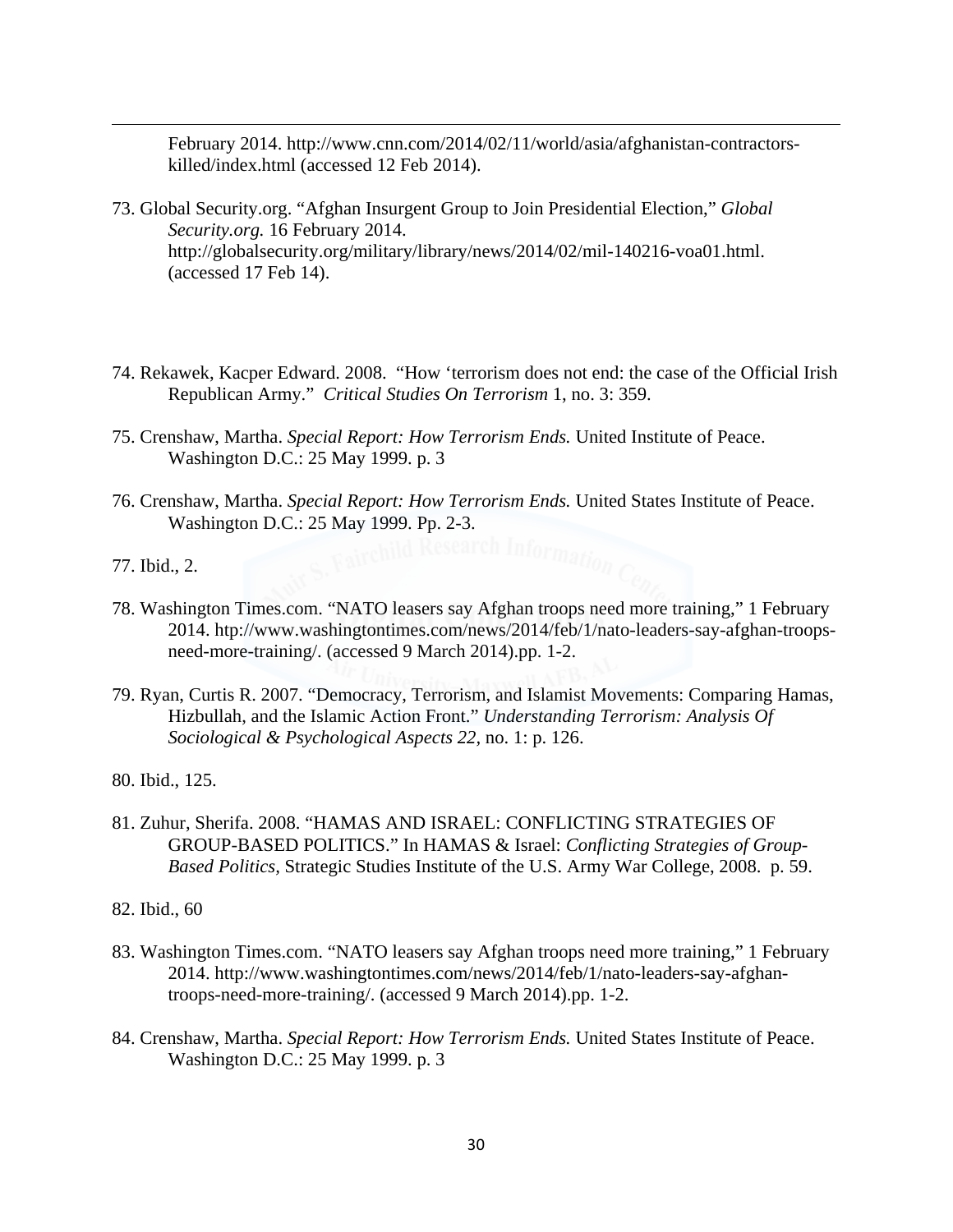February 2014. http://www.cnn.com/2014/02/11/world/asia/afghanistan-contractors-killed/index.html (accessed 12 Feb 2014).

73. Global Security.org. "Afghan Insurgent Group to Join Presidential Election," *Global Security.org.* 16 February 2014. http://globalsecurity.org/military/library/news/2014/02/mil-140216-voa01.html. (accessed 17 Feb 14).

74. Rekawek, Kacper Edward. 2008. "How 'terrorism does not end: the case of the Official Irish Republican Army." *Critical Studies On Terrorism* 1, no. 3: 359.

75. Crenshaw, Martha. *Special Report: How Terrorism Ends.* United Institute of Peace. Washington D.C.: 25 May 1999. p. 3

76. Crenshaw, Martha. *Special Report: How Terrorism Ends.* United States Institute of Peace. Washington D.C.: 25 May 1999. Pp. 2-3.

77. Ibid., 2.

78. Washington Times.com. "NATO leasers say Afghan troops need more training," 1 February 2014. htp://www.washingtontimes.com/news/2014/feb/1/nato-leaders-say-afghan-troops-need-more-training/. (accessed 9 March 2014).pp. 1-2.

79. Ryan, Curtis R. 2007. "Democracy, Terrorism, and Islamist Movements: Comparing Hamas, Hizbullah, and the Islamic Action Front." *Understanding Terrorism: Analysis Of Sociological & Psychological Aspects 22*, no. 1: p. 126.

80. Ibid., 125.

81. Zuhur, Sherifa. 2008. "HAMAS AND ISRAEL: CONFLICTING STRATEGIES OF GROUP-BASED POLITICS." In HAMAS & Israel: *Conflicting Strategies of Group-Based Politics*, Strategic Studies Institute of the U.S. Army War College, 2008. p. 59.

82. Ibid., 60

83. Washington Times.com. "NATO leasers say Afghan troops need more training," 1 February 2014. http://www.washingtontimes.com/news/2014/feb/1/nato-leaders-say-afghan-troops-need-more-training/. (accessed 9 March 2014).pp. 1-2.

84. Crenshaw, Martha. *Special Report: How Terrorism Ends.* United States Institute of Peace. Washington D.C.: 25 May 1999. p. 3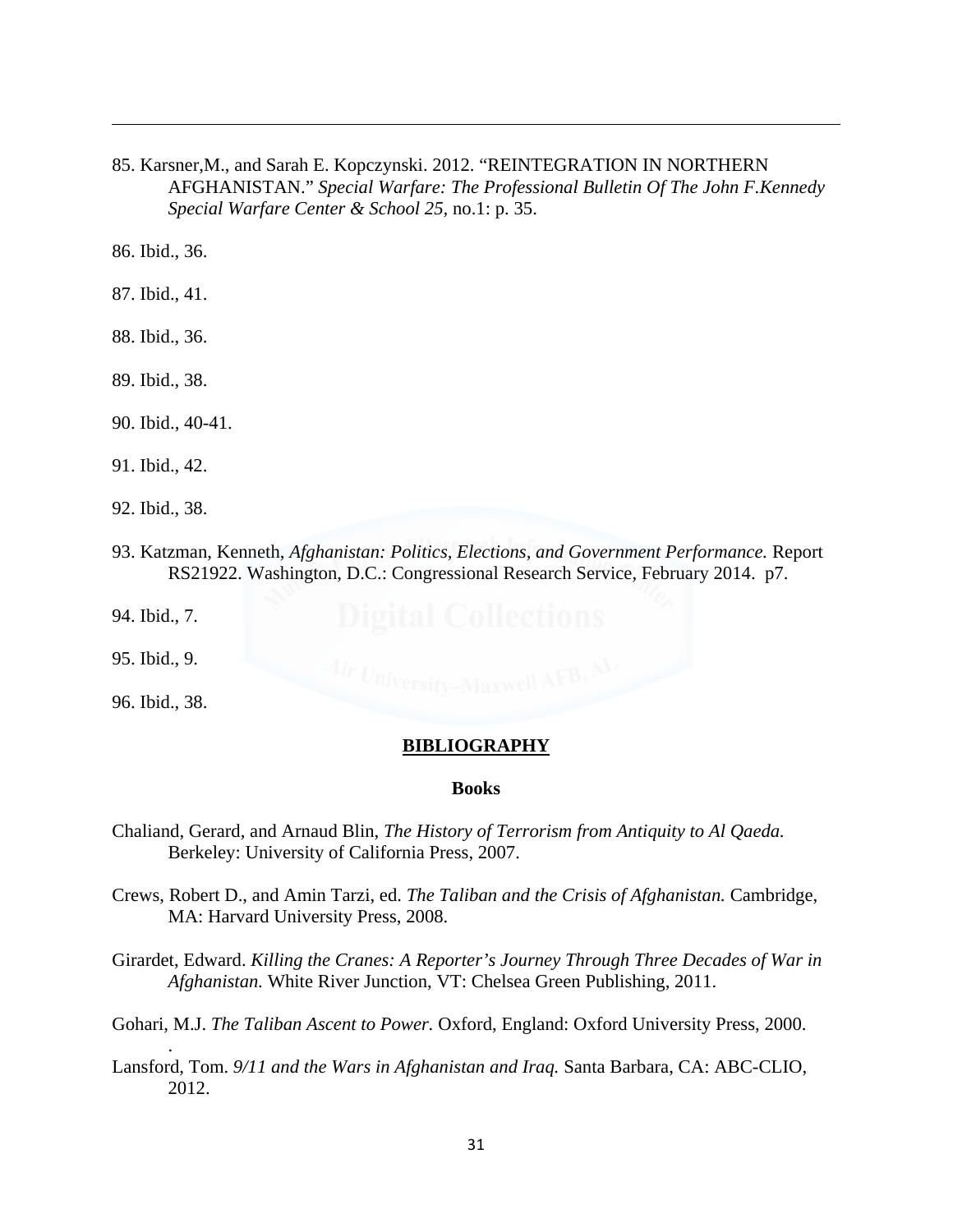85. Karsner,M., and Sarah E. Kopczynski. 2012. "REINTEGRATION IN NORTHERN AFGHANISTAN." *Special Warfare: The Professional Bulletin Of The John F.Kennedy Special Warfare Center & School 25*, no.1: p. 35.

86. Ibid., 36.

87. Ibid., 41.

88. Ibid., 36.

89. Ibid., 38.

90. Ibid., 40-41.

91. Ibid., 42.

92. Ibid., 38.

93. Katzman, Kenneth, *Afghanistan: Politics, Elections, and Government Performance.* Report RS21922. Washington, D.C.: Congressional Research Service, February 2014. p7.

94. Ibid., 7.

95. Ibid., 9.

96. Ibid., 38.

## BIBLIOGRAPHY

### Books

Chaliand, Gerard, and Arnaud Blin, *The History of Terrorism from Antiquity to Al Qaeda.* Berkeley: University of California Press, 2007.

Crews, Robert D., and Amin Tarzi, ed. *The Taliban and the Crisis of Afghanistan.* Cambridge, MA: Harvard University Press, 2008.

Girardet, Edward. *Killing the Cranes: A Reporter's Journey Through Three Decades of War in Afghanistan.* White River Junction, VT: Chelsea Green Publishing, 2011.

Gohari, M.J. *The Taliban Ascent to Power.* Oxford, England: Oxford University Press, 2000.
.

Lansford, Tom. *9/11 and the Wars in Afghanistan and Iraq.* Santa Barbara, CA: ABC-CLIO, 2012.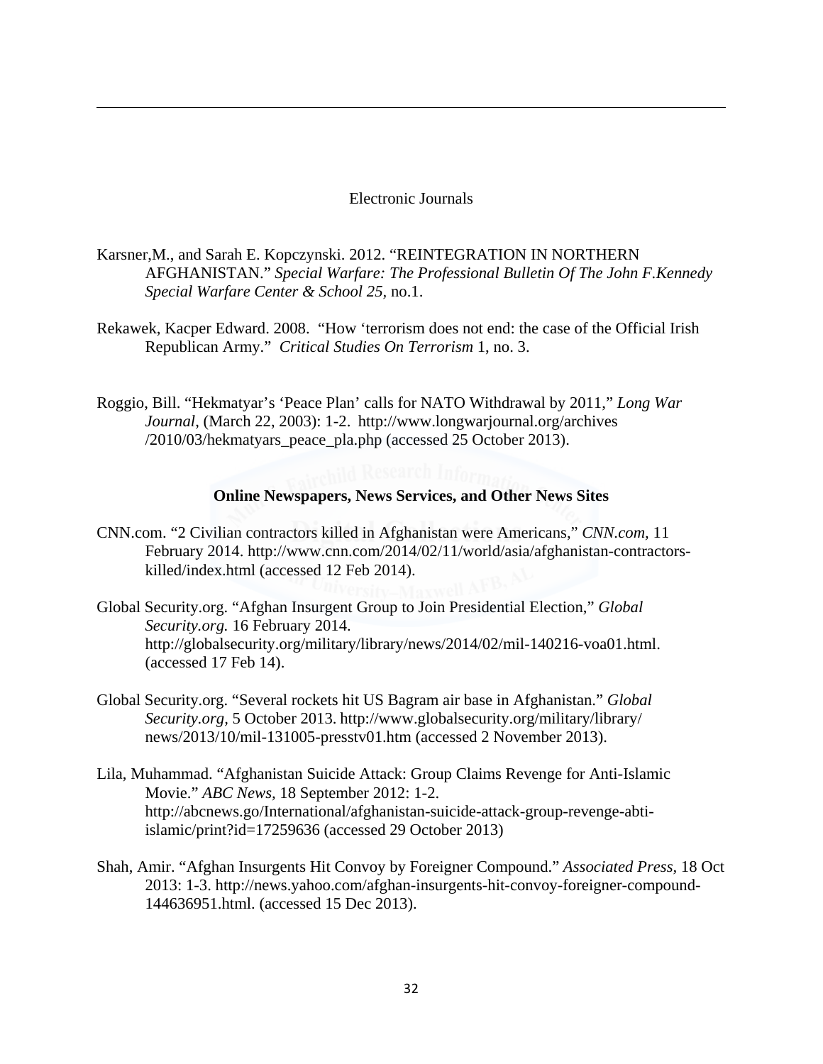Electronic Journals

Karsner,M., and Sarah E. Kopczynski. 2012. “REINTEGRATION IN NORTHERN AFGHANISTAN.” *Special Warfare: The Professional Bulletin Of The John F.Kennedy Special Warfare Center & School 25*, no.1.

Rekawek, Kacper Edward. 2008. “How ‘terrorism does not end: the case of the Official Irish Republican Army.” *Critical Studies On Terrorism* 1, no. 3.

Roggio, Bill. “Hekmatyar’s ‘Peace Plan’ calls for NATO Withdrawal by 2011,” *Long War Journal*, (March 22, 2003): 1-2. http://www.longwarjournal.org/archives /2010/03/hekmatyars_peace_pla.php (accessed 25 October 2013).

**Online Newspapers, News Services, and Other News Sites**

CNN.com. “2 Civilian contractors killed in Afghanistan were Americans,” *CNN.com*, 11 February 2014. http://www.cnn.com/2014/02/11/world/asia/afghanistan-contractors-killed/index.html (accessed 12 Feb 2014).

Global Security.org. “Afghan Insurgent Group to Join Presidential Election,” *Global Security.org.* 16 February 2014. http://globalsecurity.org/military/library/news/2014/02/mil-140216-voa01.html. (accessed 17 Feb 14).

Global Security.org. “Several rockets hit US Bagram air base in Afghanistan.” *Global Security.org*, 5 October 2013. http://www.globalsecurity.org/military/library/ news/2013/10/mil-131005-presstv01.htm (accessed 2 November 2013).

Lila, Muhammad. “Afghanistan Suicide Attack: Group Claims Revenge for Anti-Islamic Movie.” *ABC News*, 18 September 2012: 1-2. http://abcnews.go/International/afghanistan-suicide-attack-group-revenge-abti-islamic/print?id=17259636 (accessed 29 October 2013)

Shah, Amir. “Afghan Insurgents Hit Convoy by Foreigner Compound.” *Associated Press*, 18 Oct 2013: 1-3. http://news.yahoo.com/afghan-insurgents-hit-convoy-foreigner-compound-144636951.html. (accessed 15 Dec 2013).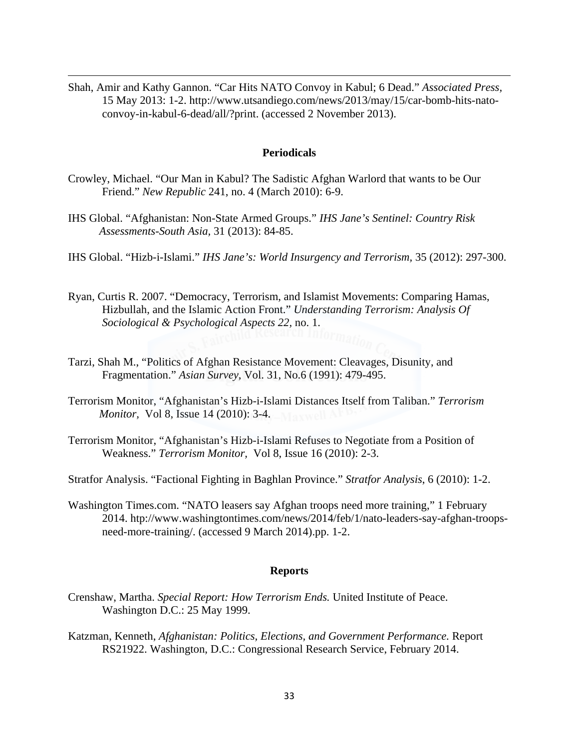Shah, Amir and Kathy Gannon. “Car Hits NATO Convoy in Kabul; 6 Dead.” *Associated Press,* 15 May 2013: 1-2. http://www.utsandiego.com/news/2013/may/15/car-bomb-hits-nato-convoy-in-kabul-6-dead/all/?print. (accessed 2 November 2013).

### Periodicals

Crowley, Michael. “Our Man in Kabul? The Sadistic Afghan Warlord that wants to be Our Friend.” *New Republic* 241, no. 4 (March 2010): 6-9.

IHS Global. “Afghanistan: Non-State Armed Groups.” *IHS Jane’s Sentinel: Country Risk Assessments-South Asia,* 31 (2013): 84-85.

IHS Global. “Hizb-i-Islami.” *IHS Jane’s: World Insurgency and Terrorism,* 35 (2012): 297-300.

Ryan, Curtis R. 2007. “Democracy, Terrorism, and Islamist Movements: Comparing Hamas, Hizbullah, and the Islamic Action Front.” *Understanding Terrorism: Analysis Of Sociological & Psychological Aspects 22*, no. 1.

Tarzi, Shah M., “Politics of Afghan Resistance Movement: Cleavages, Disunity, and Fragmentation.” *Asian Survey*, Vol. 31, No.6 (1991): 479-495.

Terrorism Monitor, “Afghanistan’s Hizb-i-Islami Distances Itself from Taliban.” *Terrorism Monitor,* Vol 8, Issue 14 (2010): 3-4.

Terrorism Monitor, “Afghanistan’s Hizb-i-Islami Refuses to Negotiate from a Position of Weakness.” *Terrorism Monitor,* Vol 8, Issue 16 (2010): 2-3.

Stratfor Analysis. “Factional Fighting in Baghlan Province.” *Stratfor Analysis*, 6 (2010): 1-2.

Washington Times.com. “NATO leasers say Afghan troops need more training,” 1 February 2014. htp://www.washingtontimes.com/news/2014/feb/1/nato-leaders-say-afghan-troops-need-more-training/. (accessed 9 March 2014).pp. 1-2.

### Reports

Crenshaw, Martha. *Special Report: How Terrorism Ends.* United Institute of Peace. Washington D.C.: 25 May 1999.

Katzman, Kenneth, *Afghanistan: Politics, Elections, and Government Performance.* Report RS21922. Washington, D.C.: Congressional Research Service, February 2014.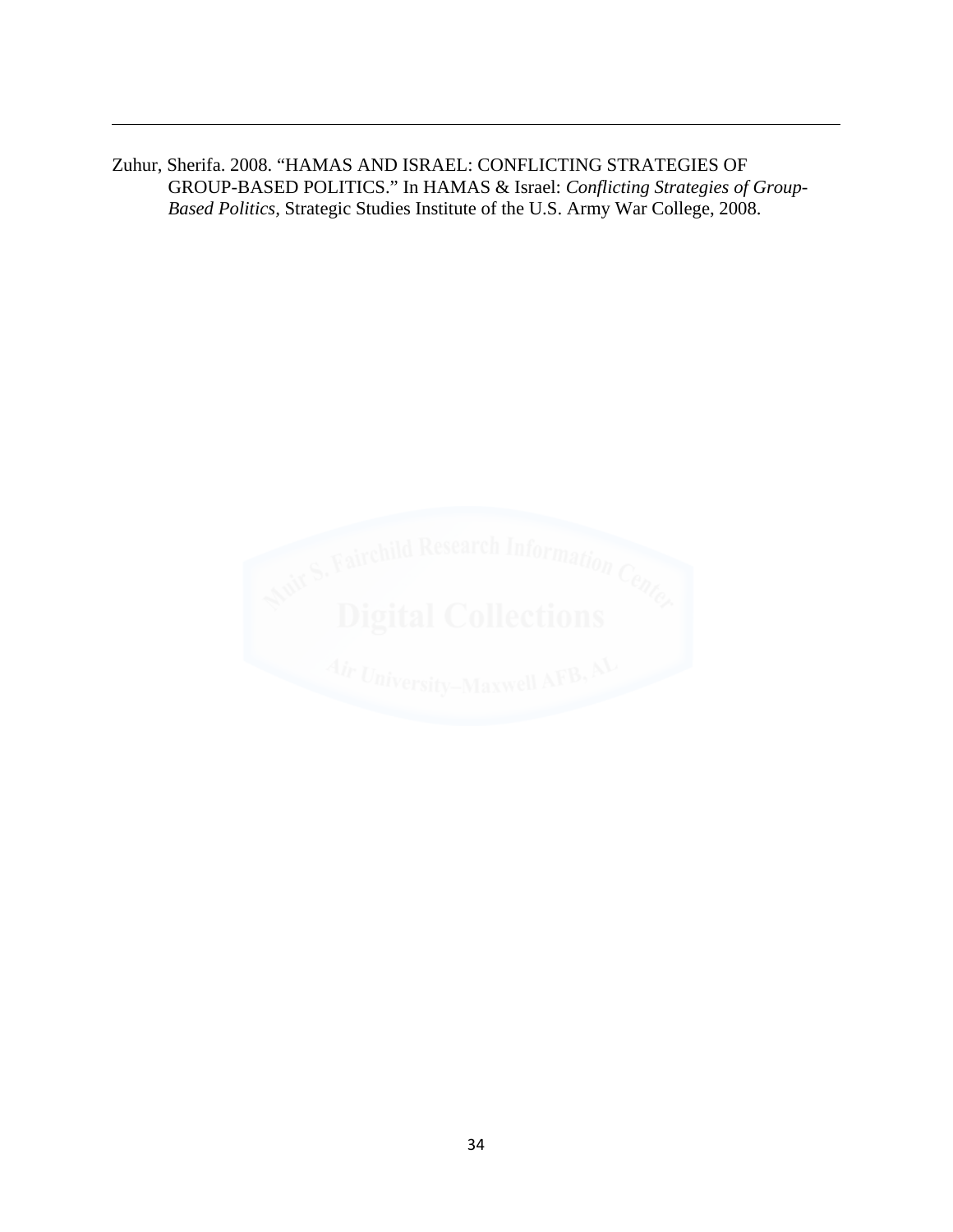Zuhur, Sherifa. 2008. “HAMAS AND ISRAEL: CONFLICTING STRATEGIES OF GROUP-BASED POLITICS.” In HAMAS & Israel: *Conflicting Strategies of Group-Based Politics*, Strategic Studies Institute of the U.S. Army War College, 2008.